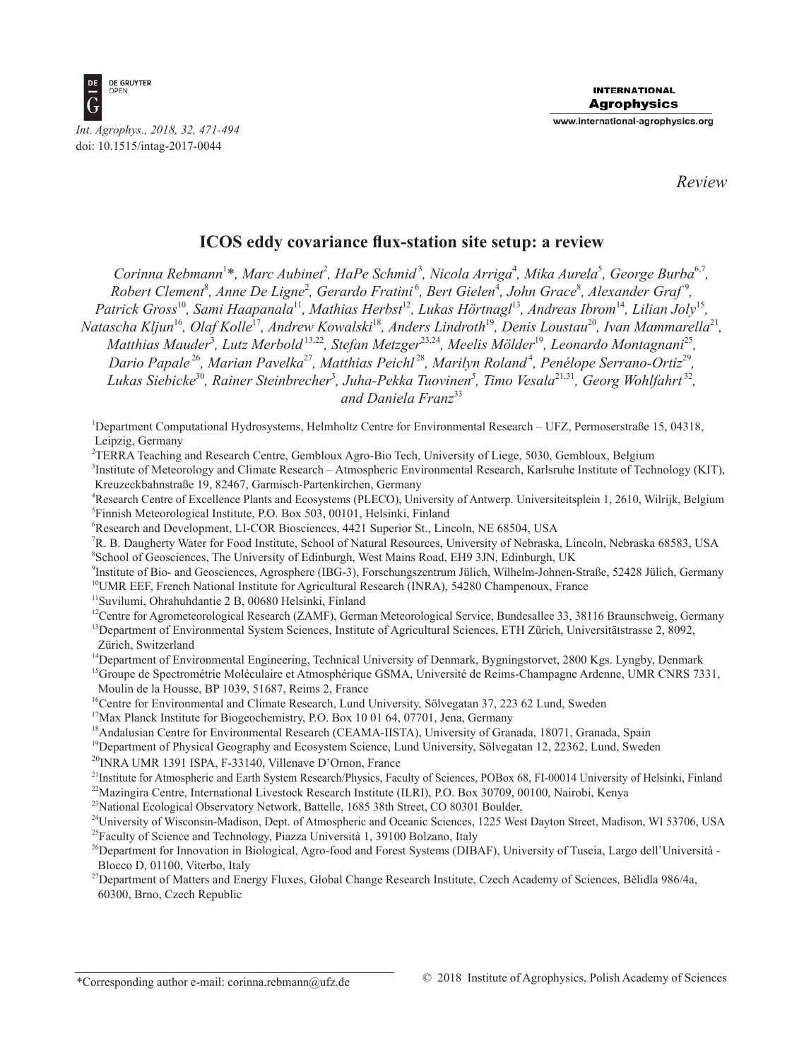Review

# ICOS eddy covariance flux-station site setup: a review

*Corinna Rebmann*[1]*, *Marc Aubinet*[2], *HaPe Schmid*[3], *Nicola Arriga*[4], *Mika Aurela*[5], *George Burba*[6,7], *Robert Clement*[8], *Anne De Ligne*[2], *Gerardo Fratini*[6], *Bert Gielen*[4], *John Grace*[8], *Alexander Graf*[9], *Patrick Gross*[10], *Sami Haapanala*[11], *Mathias Herbst*[12], *Lukas Hörtnagl*[13], *Andreas Ibrom*[14], *Lilian Joly*[15], *Natascha Kljun*[16], *Olaf Kolle*[17], *Andrew Kowalski*[18], *Anders Lindroth*[19], *Denis Loustau*[20], *Ivan Mammarella*[21], *Matthias Mauder*[3], *Lutz Merbold*[13,22], *Stefan Metzger*[23,24], *Meelis Mölder*[19], *Leonardo Montagnani*[25], *Dario Papale*[26], *Marian Pavelka*[27], *Matthias Peichl*[28], *Marilyn Roland*[4], *Penélope Serrano-Ortiz*[29], *Lukas Siebicke*[30], *Rainer Steinbrecher*[3], *Juha-Pekka Tuovinen*[5], *Timo Vesala*[21,31], *Georg Wohlfahrt*[32], and *Daniela Franz*[33]

[1]Department Computational Hydrosystems, Helmholtz Centre for Environmental Research – UFZ, Permoserstraße 15, 04318, Leipzig, Germany

[2]TERRA Teaching and Research Centre, Gembloux Agro-Bio Tech, University of Liege, 5030, Gembloux, Belgium

[3]Institute of Meteorology and Climate Research – Atmospheric Environmental Research, Karlsruhe Institute of Technology (KIT), Kreuzeckbahnstraße 19, 82467, Garmisch-Partenkirchen, Germany

[4]Research Centre of Excellence Plants and Ecosystems (PLECO), University of Antwerp. Universiteitsplein 1, 2610, Wilrijk, Belgium

[5]Finnish Meteorological Institute, P.O. Box 503, 00101, Helsinki, Finland

[6]Research and Development, LI-COR Biosciences, 4421 Superior St., Lincoln, NE 68504, USA

[7]R. B. Daugherty Water for Food Institute, School of Natural Resources, University of Nebraska, Lincoln, Nebraska 68583, USA

[8]School of Geosciences, The University of Edinburgh, West Mains Road, EH9 3JN, Edinburgh, UK

[9]Institute of Bio- and Geosciences, Agrosphere (IBG-3), Forschungszentrum Jülich, Wilhelm-Johnen-Straße, 52428 Jülich, Germany

[10]UMR EEF, French National Institute for Agricultural Research (INRA), 54280 Champenoux, France

[11]Suvilumi, Ohrahuhdantie 2 B, 00680 Helsinki, Finland

[12]Centre for Agrometeorological Research (ZAMF), German Meteorological Service, Bundesallee 33, 38116 Braunschweig, Germany

[13]Department of Environmental System Sciences, Institute of Agricultural Sciences, ETH Zürich, Universitätstrasse 2, 8092, Zürich, Switzerland

[14]Department of Environmental Engineering, Technical University of Denmark, Bygningstorvet, 2800 Kgs. Lyngby, Denmark

[15]Groupe de Spectrométrie Moléculaire et Atmosphérique GSMA, Université de Reims-Champagne Ardenne, UMR CNRS 7331, Moulin de la Housse, BP 1039, 51687, Reims 2, France

[16]Centre for Environmental and Climate Research, Lund University, Sölvegatan 37, 223 62 Lund, Sweden

[17]Max Planck Institute for Biogeochemistry, P.O. Box 10 01 64, 07701, Jena, Germany

[18]Andalusian Centre for Environmental Research (CEAMA-IISTA), University of Granada, 18071, Granada, Spain

[19]Department of Physical Geography and Ecosystem Science, Lund University, Sölvegatan 12, 22362, Lund, Sweden

[20]INRA UMR 1391 ISPA, F-33140, Villenave D'Ornon, France

[21]Institute for Atmospheric and Earth System Research/Physics, Faculty of Sciences, POBox 68, FI-00014 University of Helsinki, Finland

[22]Mazingira Centre, International Livestock Research Institute (ILRI), P.O. Box 30709, 00100, Nairobi, Kenya

[23]National Ecological Observatory Network, Battelle, 1685 38th Street, CO 80301 Boulder,

[24]University of Wisconsin-Madison, Dept. of Atmospheric and Oceanic Sciences, 1225 West Dayton Street, Madison, WI 53706, USA

[25]Faculty of Science and Technology, Piazza Università 1, 39100 Bolzano, Italy

[26]Department for Innovation in Biological, Agro-food and Forest Systems (DIBAF), University of Tuscia, Largo dell'Università - Blocco D, 01100, Viterbo, Italy

[27]Department of Matters and Energy Fluxes, Global Change Research Institute, Czech Academy of Sciences, Bělidla 986/4a, 60300, Brno, Czech Republic

*Corresponding author e-mail: corinna.rebmann@ufz.de

© 2018 Institute of Agrophysics, Polish Academy of Sciences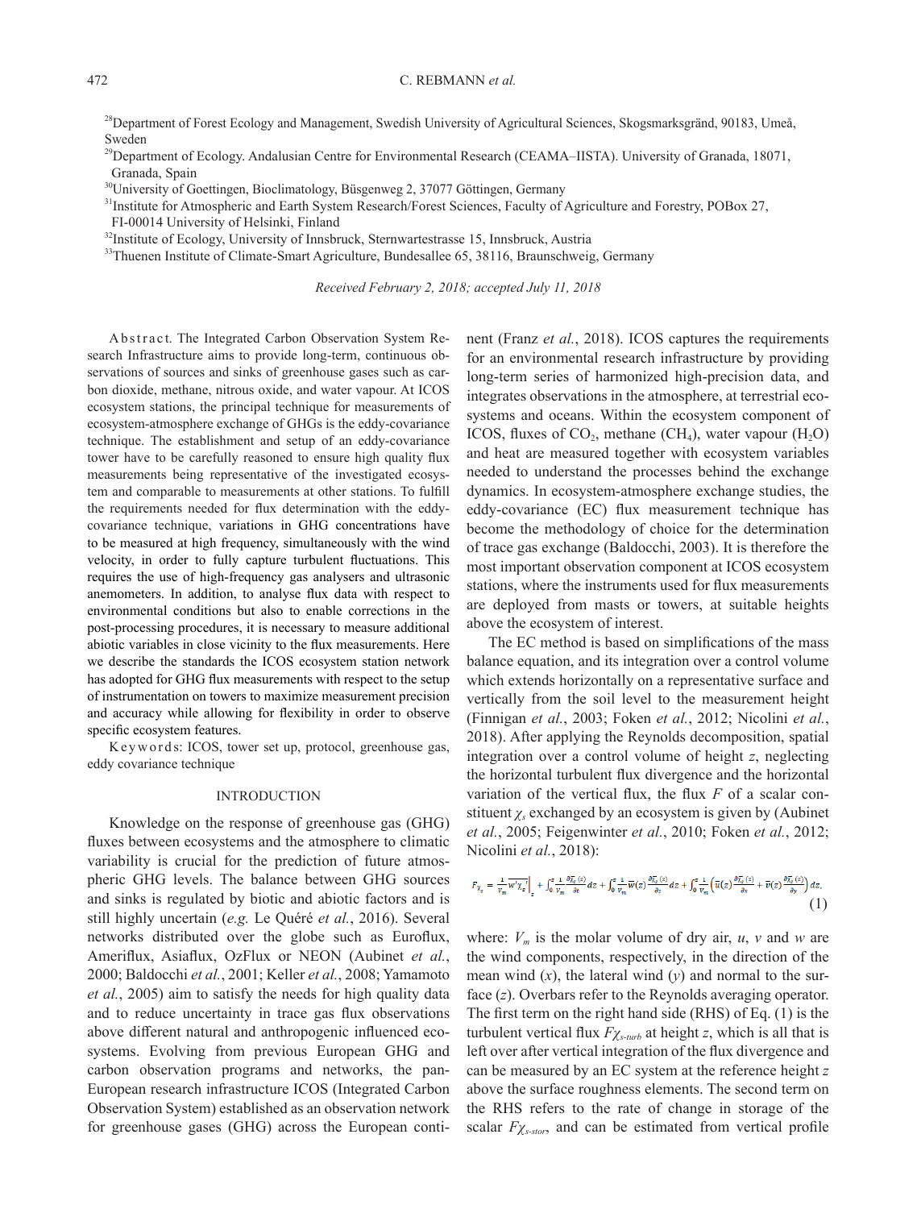[28]Department of Forest Ecology and Management, Swedish University of Agricultural Sciences, Skogsmarksgränd, 90183, Umeå, Sweden
[29]Department of Ecology. Andalusian Centre for Environmental Research (CEAMA–IISTA). University of Granada, 18071, Granada, Spain
[30]University of Goettingen, Bioclimatology, Büsgenweg 2, 37077 Göttingen, Germany
[31]Institute for Atmospheric and Earth System Research/Forest Sciences, Faculty of Agriculture and Forestry, POBox 27, FI-00014 University of Helsinki, Finland
[32]Institute of Ecology, University of Innsbruck, Sternwartestrasse 15, Innsbruck, Austria
[33]Thuenen Institute of Climate-Smart Agriculture, Bundesallee 65, 38116, Braunschweig, Germany

*Received February 2, 2018; accepted July 11, 2018*

A b s t r a c t. The Integrated Carbon Observation System Research Infrastructure aims to provide long-term, continuous observations of sources and sinks of greenhouse gases such as carbon dioxide, methane, nitrous oxide, and water vapour. At ICOS ecosystem stations, the principal technique for measurements of ecosystem-atmosphere exchange of GHGs is the eddy-covariance technique. The establishment and setup of an eddy-covariance tower have to be carefully reasoned to ensure high quality flux measurements being representative of the investigated ecosystem and comparable to measurements at other stations. To fulfill the requirements needed for flux determination with the eddy-covariance technique, variations in GHG concentrations have to be measured at high frequency, simultaneously with the wind velocity, in order to fully capture turbulent fluctuations. This requires the use of high-frequency gas analysers and ultrasonic anemometers. In addition, to analyse flux data with respect to environmental conditions but also to enable corrections in the post-processing procedures, it is necessary to measure additional abiotic variables in close vicinity to the flux measurements. Here we describe the standards the ICOS ecosystem station network has adopted for GHG flux measurements with respect to the setup of instrumentation on towers to maximize measurement precision and accuracy while allowing for flexibility in order to observe specific ecosystem features.

K e y w o r d s: ICOS, tower set up, protocol, greenhouse gas, eddy covariance technique

## INTRODUCTION

Knowledge on the response of greenhouse gas (GHG) fluxes between ecosystems and the atmosphere to climatic variability is crucial for the prediction of future atmospheric GHG levels. The balance between GHG sources and sinks is regulated by biotic and abiotic factors and is still highly uncertain (*e.g.* Le Quéré *et al.*, 2016). Several networks distributed over the globe such as Euroflux, Ameriflux, Asiaflux, OzFlux or NEON (Aubinet *et al.*, 2000; Baldocchi *et al.*, 2001; Keller *et al.*, 2008; Yamamoto *et al.*, 2005) aim to satisfy the needs for high quality data and to reduce uncertainty in trace gas flux observations above different natural and anthropogenic influenced ecosystems. Evolving from previous European GHG and carbon observation programs and networks, the pan-European research infrastructure ICOS (Integrated Carbon Observation System) established as an observation network for greenhouse gases (GHG) across the European continent (Franz *et al.*, 2018). ICOS captures the requirements for an environmental research infrastructure by providing long-term series of harmonized high-precision data, and integrates observations in the atmosphere, at terrestrial ecosystems and oceans. Within the ecosystem component of ICOS, fluxes of $CO_2$, methane ($CH_4$), water vapour ($H_2O$) and heat are measured together with ecosystem variables needed to understand the processes behind the exchange dynamics. In ecosystem-atmosphere exchange studies, the eddy-covariance (EC) flux measurement technique has become the methodology of choice for the determination of trace gas exchange (Baldocchi, 2003). It is therefore the most important observation component at ICOS ecosystem stations, where the instruments used for flux measurements are deployed from masts or towers, at suitable heights above the ecosystem of interest.

The EC method is based on simplifications of the mass balance equation, and its integration over a control volume which extends horizontally on a representative surface and vertically from the soil level to the measurement height (Finnigan *et al.*, 2003; Foken *et al.*, 2012; Nicolini *et al.*, 2018). After applying the Reynolds decomposition, spatial integration over a control volume of height $z$, neglecting the horizontal turbulent flux divergence and the horizontal variation of the vertical flux, the flux $F$ of a scalar constituent $\chi_s$ exchanged by an ecosystem is given by (Aubinet *et al.*, 2005; Feigenwinter *et al.*, 2010; Foken *et al.*, 2012; Nicolini *et al.*, 2018):

$$F_{\chi_s} = \frac{1}{\overline{V_m}}\overline{w'\chi_s'}\Big|_z + \int_0^z \frac{1}{\overline{V_m}}\frac{\partial\overline{\chi_s}(z)}{\partial t}dz + \int_0^z \frac{1}{\overline{V_m}}\overline{w}(z)\frac{\partial\overline{\chi_s}(z)}{\partial z}dz + \int_0^z \frac{1}{\overline{V_m}}\left(\overline{u}(z)\frac{\partial\overline{\chi_s}(z)}{\partial x} + \overline{v}(z)\frac{\partial\overline{\chi_s}(z)}{\partial y}\right)dz, \tag{1}$$

where: $V_m$ is the molar volume of dry air, $u$, $v$ and $w$ are the wind components, respectively, in the direction of the mean wind ($x$), the lateral wind ($y$) and normal to the surface ($z$). Overbars refer to the Reynolds averaging operator. The first term on the right hand side (RHS) of Eq. (1) is the turbulent vertical flux $F\chi_{s\text{-}turb}$ at height $z$, which is all that is left over after vertical integration of the flux divergence and can be measured by an EC system at the reference height $z$ above the surface roughness elements. The second term on the RHS refers to the rate of change in storage of the scalar $F\chi_{s\text{-}stor}$, and can be estimated from vertical profile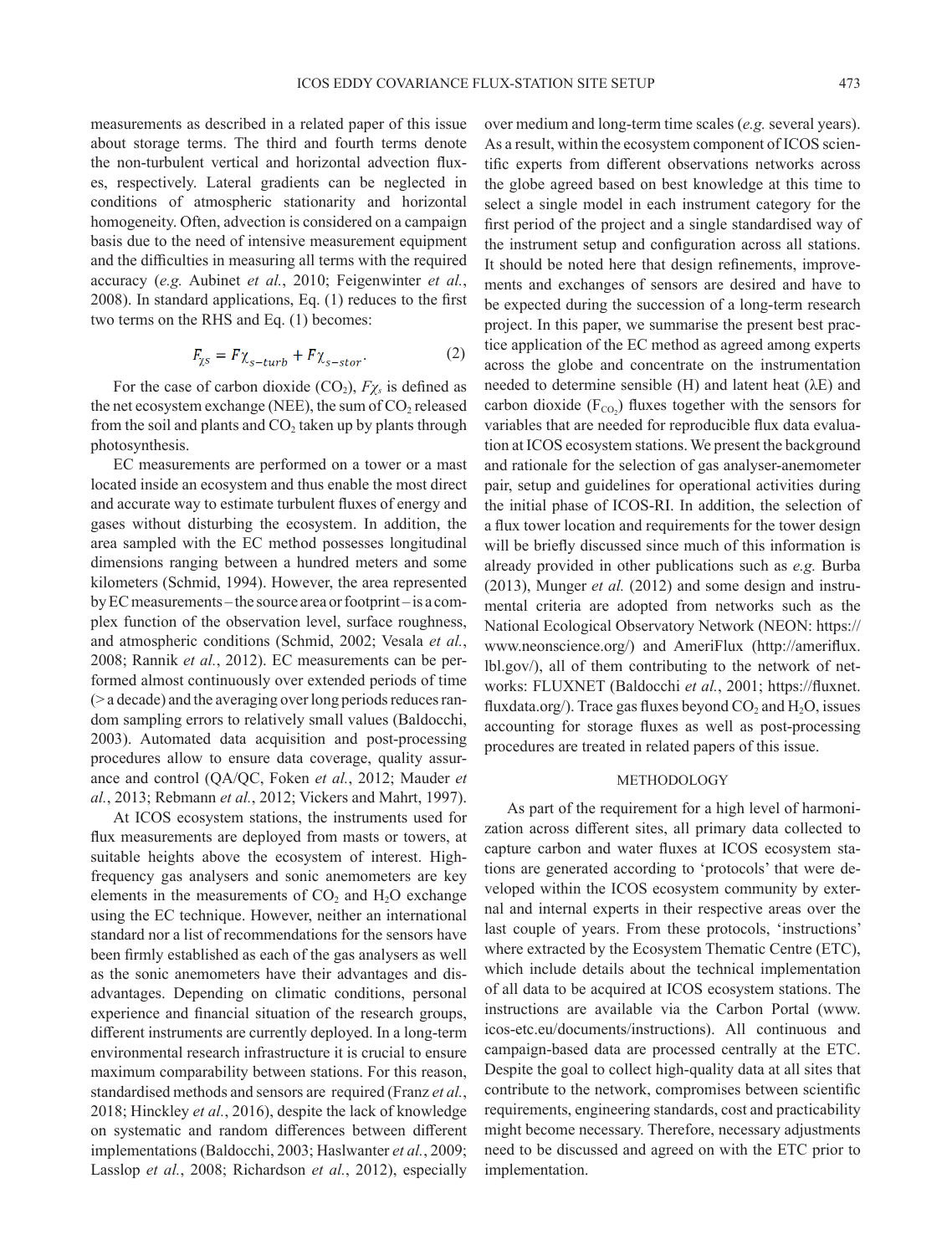measurements as described in a related paper of this issue about storage terms. The third and fourth terms denote the non-turbulent vertical and horizontal advection fluxes, respectively. Lateral gradients can be neglected in conditions of atmospheric stationarity and horizontal homogeneity. Often, advection is considered on a campaign basis due to the need of intensive measurement equipment and the difficulties in measuring all terms with the required accuracy (*e.g.* Aubinet *et al.*, 2010; Feigenwinter *et al.*, 2008). In standard applications, Eq. (1) reduces to the first two terms on the RHS and Eq. (1) becomes:

$$F_{\chi s} = F\chi_{s-turb} + F\chi_{s-stor}. \tag{2}$$

For the case of carbon dioxide ($CO_2$), $F\chi_s$ is defined as the net ecosystem exchange (NEE), the sum of $CO_2$ released from the soil and plants and $CO_2$ taken up by plants through photosynthesis.

EC measurements are performed on a tower or a mast located inside an ecosystem and thus enable the most direct and accurate way to estimate turbulent fluxes of energy and gases without disturbing the ecosystem. In addition, the area sampled with the EC method possesses longitudinal dimensions ranging between a hundred meters and some kilometers (Schmid, 1994). However, the area represented by EC measurements – the source area or footprint – is a complex function of the observation level, surface roughness, and atmospheric conditions (Schmid, 2002; Vesala *et al.*, 2008; Rannik *et al.*, 2012). EC measurements can be performed almost continuously over extended periods of time (> a decade) and the averaging over long periods reduces random sampling errors to relatively small values (Baldocchi, 2003). Automated data acquisition and post-processing procedures allow to ensure data coverage, quality assurance and control (QA/QC, Foken *et al.*, 2012; Mauder *et al.*, 2013; Rebmann *et al.*, 2012; Vickers and Mahrt, 1997).

At ICOS ecosystem stations, the instruments used for flux measurements are deployed from masts or towers, at suitable heights above the ecosystem of interest. High-frequency gas analysers and sonic anemometers are key elements in the measurements of $CO_2$ and $H_2O$ exchange using the EC technique. However, neither an international standard nor a list of recommendations for the sensors have been firmly established as each of the gas analysers as well as the sonic anemometers have their advantages and disadvantages. Depending on climatic conditions, personal experience and financial situation of the research groups, different instruments are currently deployed. In a long-term environmental research infrastructure it is crucial to ensure maximum comparability between stations. For this reason, standardised methods and sensors are required (Franz *et al.*, 2018; Hinckley *et al.*, 2016), despite the lack of knowledge on systematic and random differences between different implementations (Baldocchi, 2003; Haslwanter *et al.*, 2009; Lasslop *et al.*, 2008; Richardson *et al.*, 2012), especially over medium and long-term time scales (*e.g.* several years). As a result, within the ecosystem component of ICOS scientific experts from different observations networks across the globe agreed based on best knowledge at this time to select a single model in each instrument category for the first period of the project and a single standardised way of the instrument setup and configuration across all stations. It should be noted here that design refinements, improvements and exchanges of sensors are desired and have to be expected during the succession of a long-term research project. In this paper, we summarise the present best practice application of the EC method as agreed among experts across the globe and concentrate on the instrumentation needed to determine sensible (H) and latent heat (λE) and carbon dioxide ($F_{CO_2}$) fluxes together with the sensors for variables that are needed for reproducible flux data evaluation at ICOS ecosystem stations. We present the background and rationale for the selection of gas analyser-anemometer pair, setup and guidelines for operational activities during the initial phase of ICOS-RI. In addition, the selection of a flux tower location and requirements for the tower design will be briefly discussed since much of this information is already provided in other publications such as *e.g.* Burba (2013), Munger *et al.* (2012) and some design and instrumental criteria are adopted from networks such as the National Ecological Observatory Network (NEON: https://www.neonscience.org/) and AmeriFlux (http://ameriflux.lbl.gov/), all of them contributing to the network of networks: FLUXNET (Baldocchi *et al.*, 2001; https://fluxnet.fluxdata.org/). Trace gas fluxes beyond $CO_2$ and $H_2O$, issues accounting for storage fluxes as well as post-processing procedures are treated in related papers of this issue.

## METHODOLOGY

As part of the requirement for a high level of harmonization across different sites, all primary data collected to capture carbon and water fluxes at ICOS ecosystem stations are generated according to 'protocols' that were developed within the ICOS ecosystem community by external and internal experts in their respective areas over the last couple of years. From these protocols, 'instructions' where extracted by the Ecosystem Thematic Centre (ETC), which include details about the technical implementation of all data to be acquired at ICOS ecosystem stations. The instructions are available via the Carbon Portal (www.icos-etc.eu/documents/instructions). All continuous and campaign-based data are processed centrally at the ETC. Despite the goal to collect high-quality data at all sites that contribute to the network, compromises between scientific requirements, engineering standards, cost and practicability might become necessary. Therefore, necessary adjustments need to be discussed and agreed on with the ETC prior to implementation.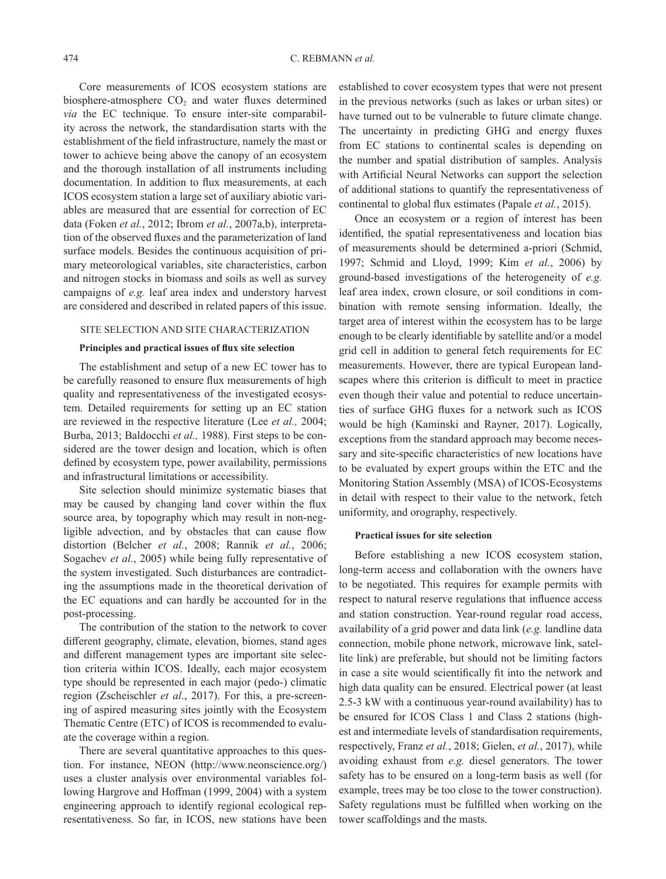Core measurements of ICOS ecosystem stations are biosphere-atmosphere $CO_2$ and water fluxes determined *via* the EC technique. To ensure inter-site comparability across the network, the standardisation starts with the establishment of the field infrastructure, namely the mast or tower to achieve being above the canopy of an ecosystem and the thorough installation of all instruments including documentation. In addition to flux measurements, at each ICOS ecosystem station a large set of auxiliary abiotic variables are measured that are essential for correction of EC data (Foken *et al.*, 2012; Ibrom *et al.*, 2007a,b), interpretation of the observed fluxes and the parameterization of land surface models. Besides the continuous acquisition of primary meteorological variables, site characteristics, carbon and nitrogen stocks in biomass and soils as well as survey campaigns of *e.g.* leaf area index and understory harvest are considered and described in related papers of this issue.

## SITE SELECTION AND SITE CHARACTERIZATION

### Principles and practical issues of flux site selection

The establishment and setup of a new EC tower has to be carefully reasoned to ensure flux measurements of high quality and representativeness of the investigated ecosystem. Detailed requirements for setting up an EC station are reviewed in the respective literature (Lee *et al.,* 2004; Burba, 2013; Baldocchi *et al.,* 1988). First steps to be considered are the tower design and location, which is often defined by ecosystem type, power availability, permissions and infrastructural limitations or accessibility.

Site selection should minimize systematic biases that may be caused by changing land cover within the flux source area, by topography which may result in non-negligible advection, and by obstacles that can cause flow distortion (Belcher *et al.*, 2008; Rannik *et al.*, 2006; Sogachev *et al.*, 2005) while being fully representative of the system investigated. Such disturbances are contradicting the assumptions made in the theoretical derivation of the EC equations and can hardly be accounted for in the post-processing.

The contribution of the station to the network to cover different geography, climate, elevation, biomes, stand ages and different management types are important site selection criteria within ICOS. Ideally, each major ecosystem type should be represented in each major (pedo-) climatic region (Zscheischler *et al*., 2017). For this, a pre-screening of aspired measuring sites jointly with the Ecosystem Thematic Centre (ETC) of ICOS is recommended to evaluate the coverage within a region.

There are several quantitative approaches to this question. For instance, NEON (http://www.neonscience.org/) uses a cluster analysis over environmental variables following Hargrove and Hoffman (1999, 2004) with a system engineering approach to identify regional ecological representativeness. So far, in ICOS, new stations have been established to cover ecosystem types that were not present in the previous networks (such as lakes or urban sites) or have turned out to be vulnerable to future climate change. The uncertainty in predicting GHG and energy fluxes from EC stations to continental scales is depending on the number and spatial distribution of samples. Analysis with Artificial Neural Networks can support the selection of additional stations to quantify the representativeness of continental to global flux estimates (Papale *et al.*, 2015).

Once an ecosystem or a region of interest has been identified, the spatial representativeness and location bias of measurements should be determined a-priori (Schmid, 1997; Schmid and Lloyd, 1999; Kim *et al.*, 2006) by ground-based investigations of the heterogeneity of *e.g.* leaf area index, crown closure, or soil conditions in combination with remote sensing information. Ideally, the target area of interest within the ecosystem has to be large enough to be clearly identifiable by satellite and/or a model grid cell in addition to general fetch requirements for EC measurements. However, there are typical European landscapes where this criterion is difficult to meet in practice even though their value and potential to reduce uncertainties of surface GHG fluxes for a network such as ICOS would be high (Kaminski and Rayner, 2017). Logically, exceptions from the standard approach may become necessary and site-specific characteristics of new locations have to be evaluated by expert groups within the ETC and the Monitoring Station Assembly (MSA) of ICOS-Ecosystems in detail with respect to their value to the network, fetch uniformity, and orography, respectively.

### Practical issues for site selection

Before establishing a new ICOS ecosystem station, long-term access and collaboration with the owners have to be negotiated. This requires for example permits with respect to natural reserve regulations that influence access and station construction. Year-round regular road access, availability of a grid power and data link (*e.g.* landline data connection, mobile phone network, microwave link, satellite link) are preferable, but should not be limiting factors in case a site would scientifically fit into the network and high data quality can be ensured. Electrical power (at least 2.5-3 kW with a continuous year-round availability) has to be ensured for ICOS Class 1 and Class 2 stations (highest and intermediate levels of standardisation requirements, respectively, Franz *et al.*, 2018; Gielen, *et al.*, 2017), while avoiding exhaust from *e.g.* diesel generators. The tower safety has to be ensured on a long-term basis as well (for example, trees may be too close to the tower construction). Safety regulations must be fulfilled when working on the tower scaffoldings and the masts.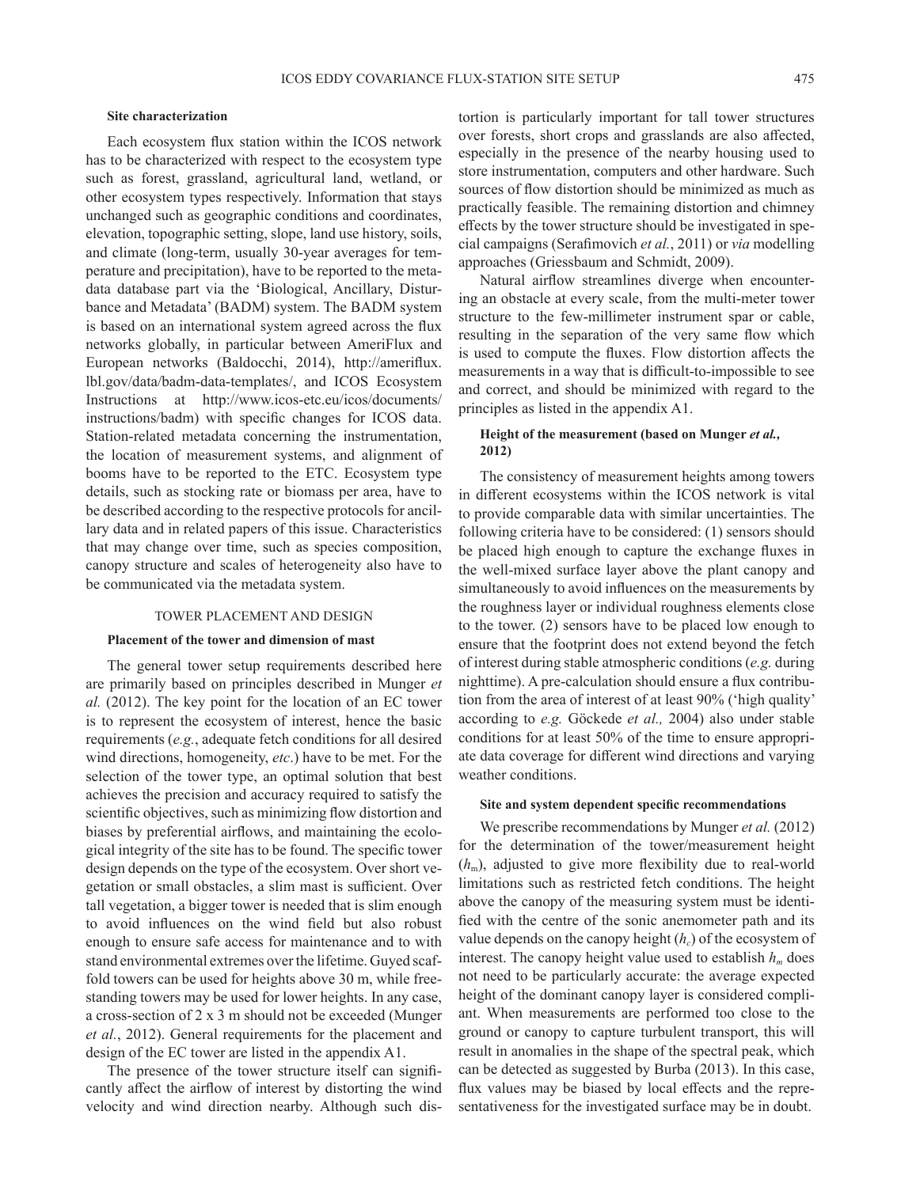### Site characterization

Each ecosystem flux station within the ICOS network has to be characterized with respect to the ecosystem type such as forest, grassland, agricultural land, wetland, or other ecosystem types respectively. Information that stays unchanged such as geographic conditions and coordinates, elevation, topographic setting, slope, land use history, soils, and climate (long-term, usually 30-year averages for temperature and precipitation), have to be reported to the metadata database part via the 'Biological, Ancillary, Disturbance and Metadata' (BADM) system. The BADM system is based on an international system agreed across the flux networks globally, in particular between AmeriFlux and European networks (Baldocchi, 2014), http://ameriflux.lbl.gov/data/badm-data-templates/, and ICOS Ecosystem Instructions at http://www.icos-etc.eu/icos/documents/instructions/badm) with specific changes for ICOS data. Station-related metadata concerning the instrumentation, the location of measurement systems, and alignment of booms have to be reported to the ETC. Ecosystem type details, such as stocking rate or biomass per area, have to be described according to the respective protocols for ancillary data and in related papers of this issue. Characteristics that may change over time, such as species composition, canopy structure and scales of heterogeneity also have to be communicated via the metadata system.

## TOWER PLACEMENT AND DESIGN

### Placement of the tower and dimension of mast

The general tower setup requirements described here are primarily based on principles described in Munger *et al.* (2012). The key point for the location of an EC tower is to represent the ecosystem of interest, hence the basic requirements (*e.g.*, adequate fetch conditions for all desired wind directions, homogeneity, *etc*.) have to be met. For the selection of the tower type, an optimal solution that best achieves the precision and accuracy required to satisfy the scientific objectives, such as minimizing flow distortion and biases by preferential airflows, and maintaining the ecological integrity of the site has to be found. The specific tower design depends on the type of the ecosystem. Over short vegetation or small obstacles, a slim mast is sufficient. Over tall vegetation, a bigger tower is needed that is slim enough to avoid influences on the wind field but also robust enough to ensure safe access for maintenance and to with stand environmental extremes over the lifetime. Guyed scaffold towers can be used for heights above 30 m, while free-standing towers may be used for lower heights. In any case, a cross-section of 2 x 3 m should not be exceeded (Munger *et al.*, 2012). General requirements for the placement and design of the EC tower are listed in the appendix A1.

The presence of the tower structure itself can significantly affect the airflow of interest by distorting the wind velocity and wind direction nearby. Although such distortion is particularly important for tall tower structures over forests, short crops and grasslands are also affected, especially in the presence of the nearby housing used to store instrumentation, computers and other hardware. Such sources of flow distortion should be minimized as much as practically feasible. The remaining distortion and chimney effects by the tower structure should be investigated in special campaigns (Serafimovich *et al.*, 2011) or *via* modelling approaches (Griessbaum and Schmidt, 2009).

Natural airflow streamlines diverge when encountering an obstacle at every scale, from the multi-meter tower structure to the few-millimeter instrument spar or cable, resulting in the separation of the very same flow which is used to compute the fluxes. Flow distortion affects the measurements in a way that is difficult-to-impossible to see and correct, and should be minimized with regard to the principles as listed in the appendix A1.

### Height of the measurement (based on Munger *et al.*, 2012)

The consistency of measurement heights among towers in different ecosystems within the ICOS network is vital to provide comparable data with similar uncertainties. The following criteria have to be considered: (1) sensors should be placed high enough to capture the exchange fluxes in the well-mixed surface layer above the plant canopy and simultaneously to avoid influences on the measurements by the roughness layer or individual roughness elements close to the tower. (2) sensors have to be placed low enough to ensure that the footprint does not extend beyond the fetch of interest during stable atmospheric conditions (*e.g.* during nighttime). A pre-calculation should ensure a flux contribution from the area of interest of at least 90% ('high quality' according to *e.g.* Göckede *et al.,* 2004) also under stable conditions for at least 50% of the time to ensure appropriate data coverage for different wind directions and varying weather conditions.

### Site and system dependent specific recommendations

We prescribe recommendations by Munger *et al.* (2012) for the determination of the tower/measurement height ($h_m$), adjusted to give more flexibility due to real-world limitations such as restricted fetch conditions. The height above the canopy of the measuring system must be identified with the centre of the sonic anemometer path and its value depends on the canopy height ($h_c$) of the ecosystem of interest. The canopy height value used to establish $h_m$ does not need to be particularly accurate: the average expected height of the dominant canopy layer is considered compliant. When measurements are performed too close to the ground or canopy to capture turbulent transport, this will result in anomalies in the shape of the spectral peak, which can be detected as suggested by Burba (2013). In this case, flux values may be biased by local effects and the representativeness for the investigated surface may be in doubt.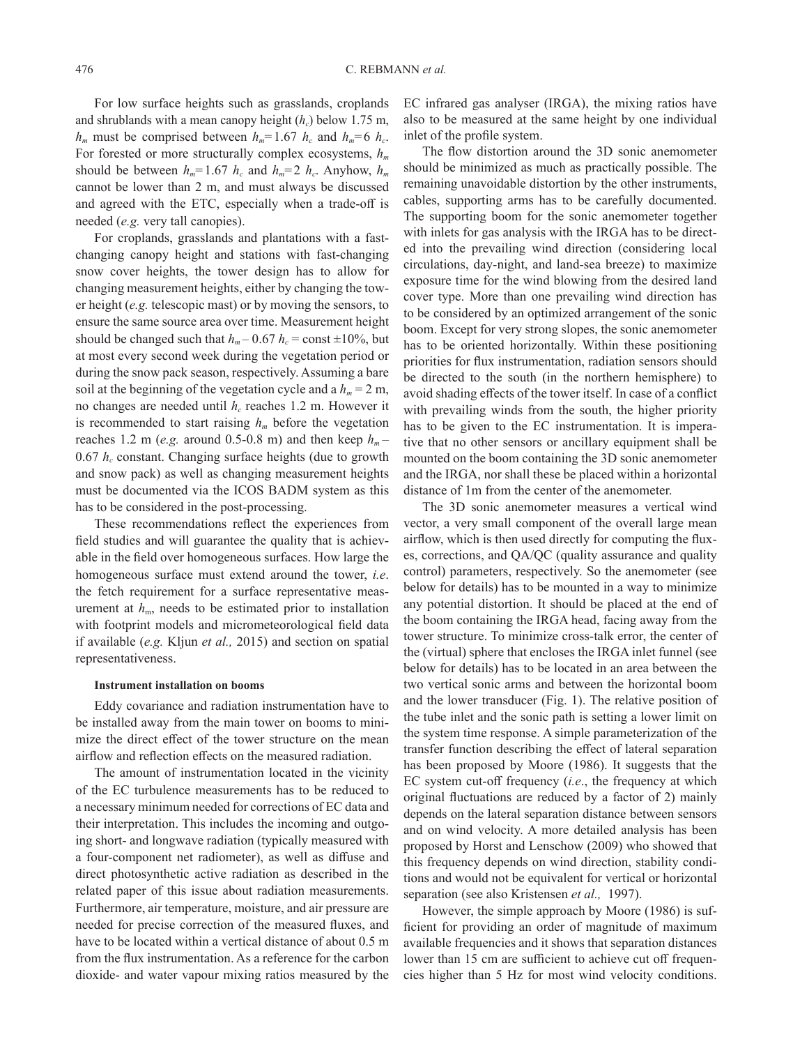For low surface heights such as grasslands, croplands and shrublands with a mean canopy height ($h_c$) below 1.75 m, $h_m$ must be comprised between $h_m$=1.67 $h_c$ and $h_m$=6 $h_c$. For forested or more structurally complex ecosystems, $h_m$ should be between $h_m$=1.67 $h_c$ and $h_m$=2 $h_c$. Anyhow, $h_m$ cannot be lower than 2 m, and must always be discussed and agreed with the ETC, especially when a trade-off is needed (*e.g.* very tall canopies).

For croplands, grasslands and plantations with a fast-changing canopy height and stations with fast-changing snow cover heights, the tower design has to allow for changing measurement heights, either by changing the tower height (*e.g.* telescopic mast) or by moving the sensors, to ensure the same source area over time. Measurement height should be changed such that $h_m – 0.67\ h_c$ = const ±10%, but at most every second week during the vegetation period or during the snow pack season, respectively. Assuming a bare soil at the beginning of the vegetation cycle and a $h_m$ = 2 m, no changes are needed until $h_c$ reaches 1.2 m. However it is recommended to start raising $h_m$ before the vegetation reaches 1.2 m (*e.g.* around 0.5-0.8 m) and then keep $h_m –$ 0.67 $h_c$ constant. Changing surface heights (due to growth and snow pack) as well as changing measurement heights must be documented via the ICOS BADM system as this has to be considered in the post-processing.

These recommendations reflect the experiences from field studies and will guarantee the quality that is achievable in the field over homogeneous surfaces. How large the homogeneous surface must extend around the tower, *i.e*. the fetch requirement for a surface representative measurement at $h_m$, needs to be estimated prior to installation with footprint models and micrometeorological field data if available (*e.g.* Kljun *et al.,* 2015) and section on spatial representativeness.

**Instrument installation on booms**

Eddy covariance and radiation instrumentation have to be installed away from the main tower on booms to minimize the direct effect of the tower structure on the mean airflow and reflection effects on the measured radiation.

The amount of instrumentation located in the vicinity of the EC turbulence measurements has to be reduced to a necessary minimum needed for corrections of EC data and their interpretation. This includes the incoming and outgoing short- and longwave radiation (typically measured with a four-component net radiometer), as well as diffuse and direct photosynthetic active radiation as described in the related paper of this issue about radiation measurements. Furthermore, air temperature, moisture, and air pressure are needed for precise correction of the measured fluxes, and have to be located within a vertical distance of about 0.5 m from the flux instrumentation. As a reference for the carbon dioxide- and water vapour mixing ratios measured by the EC infrared gas analyser (IRGA), the mixing ratios have also to be measured at the same height by one individual inlet of the profile system.

The flow distortion around the 3D sonic anemometer should be minimized as much as practically possible. The remaining unavoidable distortion by the other instruments, cables, supporting arms has to be carefully documented. The supporting boom for the sonic anemometer together with inlets for gas analysis with the IRGA has to be directed into the prevailing wind direction (considering local circulations, day-night, and land-sea breeze) to maximize exposure time for the wind blowing from the desired land cover type. More than one prevailing wind direction has to be considered by an optimized arrangement of the sonic boom. Except for very strong slopes, the sonic anemometer has to be oriented horizontally. Within these positioning priorities for flux instrumentation, radiation sensors should be directed to the south (in the northern hemisphere) to avoid shading effects of the tower itself. In case of a conflict with prevailing winds from the south, the higher priority has to be given to the EC instrumentation. It is imperative that no other sensors or ancillary equipment shall be mounted on the boom containing the 3D sonic anemometer and the IRGA, nor shall these be placed within a horizontal distance of 1m from the center of the anemometer.

The 3D sonic anemometer measures a vertical wind vector, a very small component of the overall large mean airflow, which is then used directly for computing the fluxes, corrections, and QA/QC (quality assurance and quality control) parameters, respectively. So the anemometer (see below for details) has to be mounted in a way to minimize any potential distortion. It should be placed at the end of the boom containing the IRGA head, facing away from the tower structure. To minimize cross-talk error, the center of the (virtual) sphere that encloses the IRGA inlet funnel (see below for details) has to be located in an area between the two vertical sonic arms and between the horizontal boom and the lower transducer (Fig. 1). The relative position of the tube inlet and the sonic path is setting a lower limit on the system time response. A simple parameterization of the transfer function describing the effect of lateral separation has been proposed by Moore (1986). It suggests that the EC system cut-off frequency (*i.e*., the frequency at which original fluctuations are reduced by a factor of 2) mainly depends on the lateral separation distance between sensors and on wind velocity. A more detailed analysis has been proposed by Horst and Lenschow (2009) who showed that this frequency depends on wind direction, stability conditions and would not be equivalent for vertical or horizontal separation (see also Kristensen *et al.,* 1997).

However, the simple approach by Moore (1986) is sufficient for providing an order of magnitude of maximum available frequencies and it shows that separation distances lower than 15 cm are sufficient to achieve cut off frequencies higher than 5 Hz for most wind velocity conditions.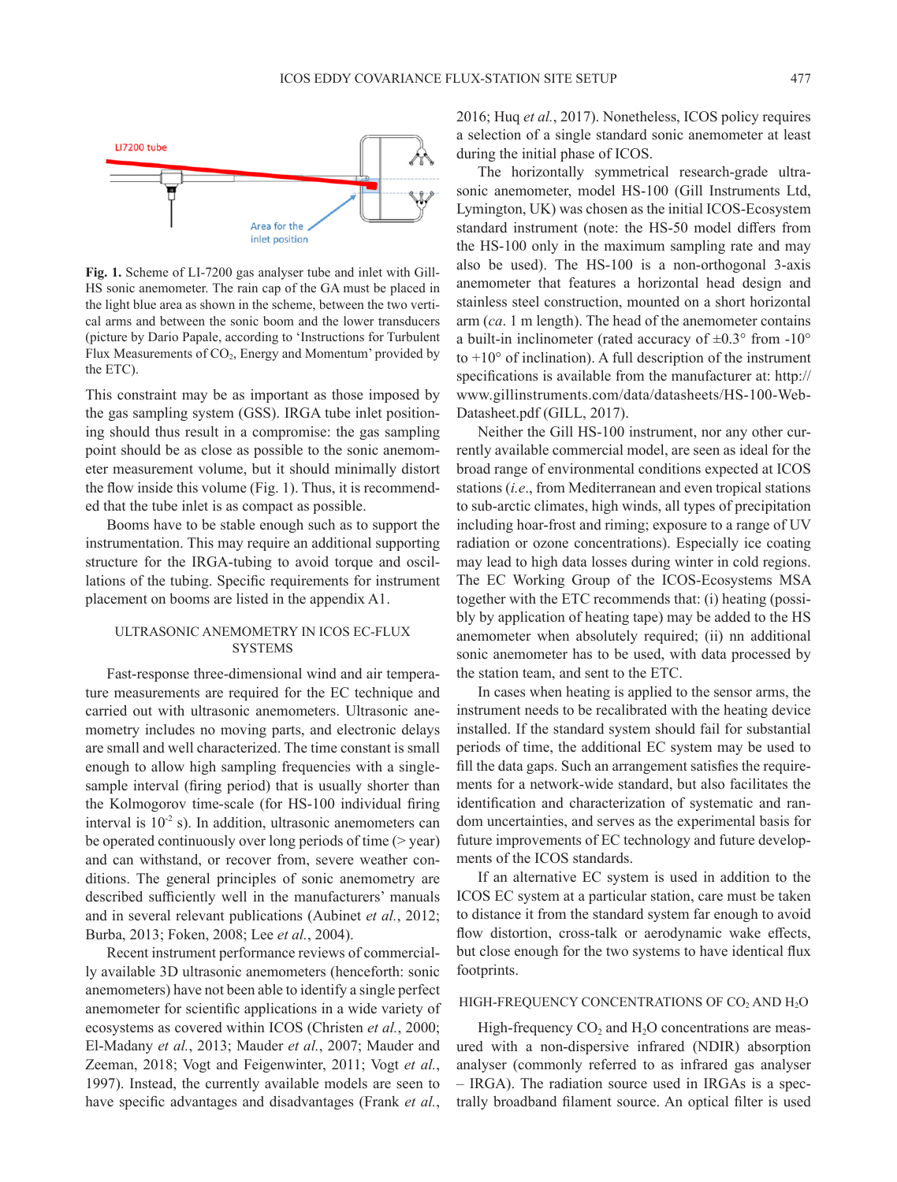LI7200 tube

Area for the inlet position

**Fig. 1.** Scheme of LI-7200 gas analyser tube and inlet with Gill-HS sonic anemometer. The rain cap of the GA must be placed in the light blue area as shown in the scheme, between the two vertical arms and between the sonic boom and the lower transducers (picture by Dario Papale, according to 'Instructions for Turbulent Flux Measurements of $CO_2$, Energy and Momentum' provided by the ETC).

This constraint may be as important as those imposed by the gas sampling system (GSS). IRGA tube inlet positioning should thus result in a compromise: the gas sampling point should be as close as possible to the sonic anemometer measurement volume, but it should minimally distort the flow inside this volume (Fig. 1). Thus, it is recommended that the tube inlet is as compact as possible.

Booms have to be stable enough such as to support the instrumentation. This may require an additional supporting structure for the IRGA-tubing to avoid torque and oscillations of the tubing. Specific requirements for instrument placement on booms are listed in the appendix A1.

## ULTRASONIC ANEMOMETRY IN ICOS EC-FLUX SYSTEMS

Fast-response three-dimensional wind and air temperature measurements are required for the EC technique and carried out with ultrasonic anemometers. Ultrasonic anemometry includes no moving parts, and electronic delays are small and well characterized. The time constant is small enough to allow high sampling frequencies with a single-sample interval (firing period) that is usually shorter than the Kolmogorov time-scale (for HS-100 individual firing interval is $10^{-2}$ s). In addition, ultrasonic anemometers can be operated continuously over long periods of time (> year) and can withstand, or recover from, severe weather conditions. The general principles of sonic anemometry are described sufficiently well in the manufacturers' manuals and in several relevant publications (Aubinet *et al.*, 2012; Burba, 2013; Foken, 2008; Lee *et al.*, 2004).

Recent instrument performance reviews of commercially available 3D ultrasonic anemometers (henceforth: sonic anemometers) have not been able to identify a single perfect anemometer for scientific applications in a wide variety of ecosystems as covered within ICOS (Christen *et al.*, 2000; El-Madany *et al.*, 2013; Mauder *et al.*, 2007; Mauder and Zeeman, 2018; Vogt and Feigenwinter, 2011; Vogt *et al.*, 1997). Instead, the currently available models are seen to have specific advantages and disadvantages (Frank *et al.*, 2016; Huq *et al.*, 2017). Nonetheless, ICOS policy requires a selection of a single standard sonic anemometer at least during the initial phase of ICOS.

The horizontally symmetrical research-grade ultrasonic anemometer, model HS-100 (Gill Instruments Ltd, Lymington, UK) was chosen as the initial ICOS-Ecosystem standard instrument (note: the HS-50 model differs from the HS-100 only in the maximum sampling rate and may also be used). The HS-100 is a non-orthogonal 3-axis anemometer that features a horizontal head design and stainless steel construction, mounted on a short horizontal arm (*ca*. 1 m length). The head of the anemometer contains a built-in inclinometer (rated accuracy of ±0.3° from -10° to +10° of inclination). A full description of the instrument specifications is available from the manufacturer at: http://www.gillinstruments.com/data/datasheets/HS-100-Web-Datasheet.pdf (GILL, 2017).

Neither the Gill HS-100 instrument, nor any other currently available commercial model, are seen as ideal for the broad range of environmental conditions expected at ICOS stations (*i.e*., from Mediterranean and even tropical stations to sub-arctic climates, high winds, all types of precipitation including hoar-frost and riming; exposure to a range of UV radiation or ozone concentrations). Especially ice coating may lead to high data losses during winter in cold regions. The EC Working Group of the ICOS-Ecosystems MSA together with the ETC recommends that: (i) heating (possibly by application of heating tape) may be added to the HS anemometer when absolutely required; (ii) nn additional sonic anemometer has to be used, with data processed by the station team, and sent to the ETC.

In cases when heating is applied to the sensor arms, the instrument needs to be recalibrated with the heating device installed. If the standard system should fail for substantial periods of time, the additional EC system may be used to fill the data gaps. Such an arrangement satisfies the requirements for a network-wide standard, but also facilitates the identification and characterization of systematic and random uncertainties, and serves as the experimental basis for future improvements of EC technology and future developments of the ICOS standards.

If an alternative EC system is used in addition to the ICOS EC system at a particular station, care must be taken to distance it from the standard system far enough to avoid flow distortion, cross-talk or aerodynamic wake effects, but close enough for the two systems to have identical flux footprints.

## HIGH-FREQUENCY CONCENTRATIONS OF $CO_2$ AND $H_2O$

High-frequency $CO_2$ and $H_2O$ concentrations are measured with a non-dispersive infrared (NDIR) absorption analyser (commonly referred to as infrared gas analyser – IRGA). The radiation source used in IRGAs is a spectrally broadband filament source. An optical filter is used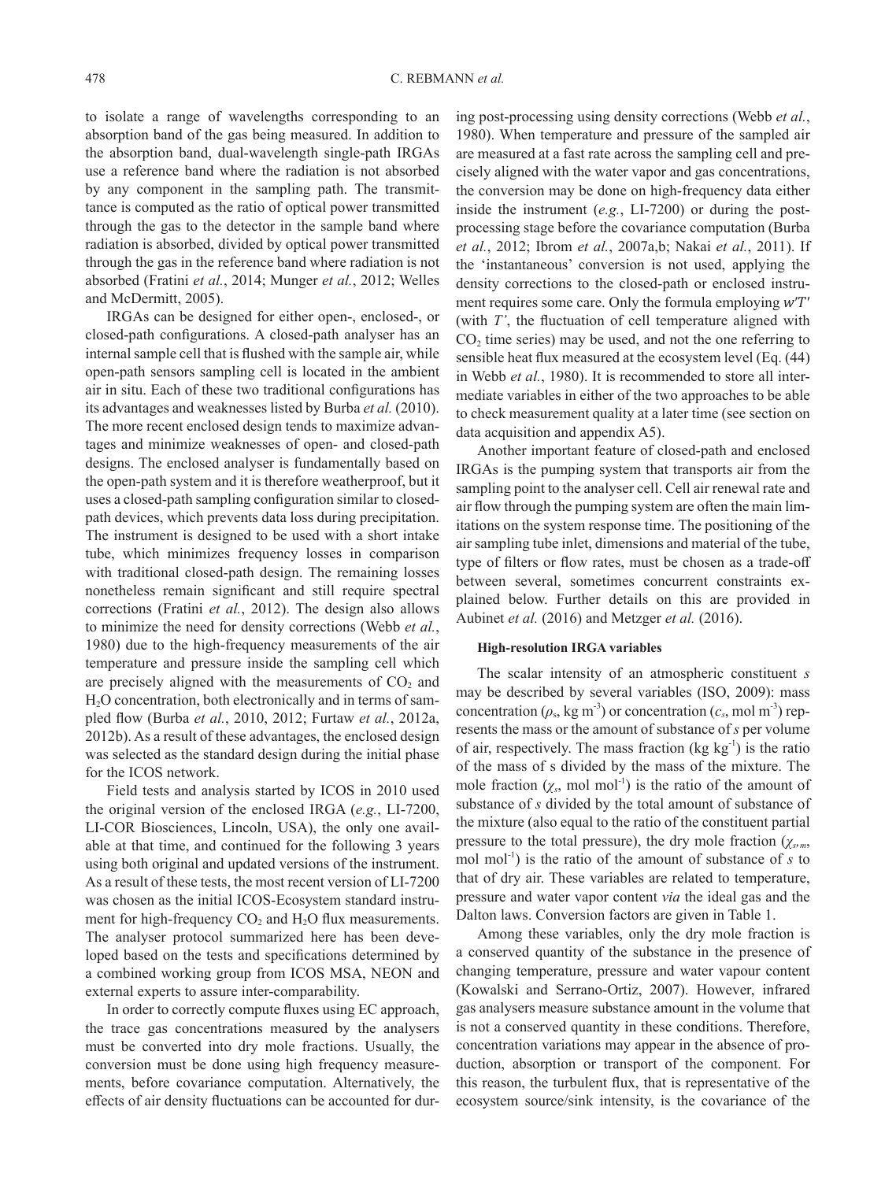to isolate a range of wavelengths corresponding to an absorption band of the gas being measured. In addition to the absorption band, dual-wavelength single-path IRGAs use a reference band where the radiation is not absorbed by any component in the sampling path. The transmittance is computed as the ratio of optical power transmitted through the gas to the detector in the sample band where radiation is absorbed, divided by optical power transmitted through the gas in the reference band where radiation is not absorbed (Fratini *et al.*, 2014; Munger *et al.*, 2012; Welles and McDermitt, 2005).

IRGAs can be designed for either open-, enclosed-, or closed-path configurations. A closed-path analyser has an internal sample cell that is flushed with the sample air, while open-path sensors sampling cell is located in the ambient air in situ. Each of these two traditional configurations has its advantages and weaknesses listed by Burba *et al.* (2010). The more recent enclosed design tends to maximize advantages and minimize weaknesses of open- and closed-path designs. The enclosed analyser is fundamentally based on the open-path system and it is therefore weatherproof, but it uses a closed-path sampling configuration similar to closed-path devices, which prevents data loss during precipitation. The instrument is designed to be used with a short intake tube, which minimizes frequency losses in comparison with traditional closed-path design. The remaining losses nonetheless remain significant and still require spectral corrections (Fratini *et al.*, 2012). The design also allows to minimize the need for density corrections (Webb *et al.*, 1980) due to the high-frequency measurements of the air temperature and pressure inside the sampling cell which are precisely aligned with the measurements of $CO_2$ and $H_2O$ concentration, both electronically and in terms of sampled flow (Burba *et al.*, 2010, 2012; Furtaw *et al.*, 2012a, 2012b). As a result of these advantages, the enclosed design was selected as the standard design during the initial phase for the ICOS network.

Field tests and analysis started by ICOS in 2010 used the original version of the enclosed IRGA (*e.g.*, LI-7200, LI-COR Biosciences, Lincoln, USA), the only one available at that time, and continued for the following 3 years using both original and updated versions of the instrument. As a result of these tests, the most recent version of LI-7200 was chosen as the initial ICOS-Ecosystem standard instrument for high-frequency $CO_2$ and $H_2O$ flux measurements. The analyser protocol summarized here has been developed based on the tests and specifications determined by a combined working group from ICOS MSA, NEON and external experts to assure inter-comparability.

In order to correctly compute fluxes using EC approach, the trace gas concentrations measured by the analysers must be converted into dry mole fractions. Usually, the conversion must be done using high frequency measurements, before covariance computation. Alternatively, the effects of air density fluctuations can be accounted for during post-processing using density corrections (Webb *et al.*, 1980). When temperature and pressure of the sampled air are measured at a fast rate across the sampling cell and precisely aligned with the water vapor and gas concentrations, the conversion may be done on high-frequency data either inside the instrument (*e.g.*, LI-7200) or during the post-processing stage before the covariance computation (Burba *et al.*, 2012; Ibrom *et al.*, 2007a,b; Nakai *et al.*, 2011). If the 'instantaneous' conversion is not used, applying the density corrections to the closed-path or enclosed instrument requires some care. Only the formula employing $\overline{w'T'}$ (with $T'$, the fluctuation of cell temperature aligned with $CO_2$ time series) may be used, and not the one referring to sensible heat flux measured at the ecosystem level (Eq. (44) in Webb *et al.*, 1980). It is recommended to store all intermediate variables in either of the two approaches to be able to check measurement quality at a later time (see section on data acquisition and appendix A5).

Another important feature of closed-path and enclosed IRGAs is the pumping system that transports air from the sampling point to the analyser cell. Cell air renewal rate and air flow through the pumping system are often the main limitations on the system response time. The positioning of the air sampling tube inlet, dimensions and material of the tube, type of filters or flow rates, must be chosen as a trade-off between several, sometimes concurrent constraints explained below. Further details on this are provided in Aubinet *et al.* (2016) and Metzger *et al.* (2016).

#### High-resolution IRGA variables

The scalar intensity of an atmospheric constituent $s$ may be described by several variables (ISO, 2009): mass concentration ($\rho_s$, kg m$^{-3}$) or concentration ($c_s$, mol m$^{-3}$) represents the mass or the amount of substance of $s$ per volume of air, respectively. The mass fraction (kg kg$^{-1}$) is the ratio of the mass of s divided by the mass of the mixture. The mole fraction ($\chi_s$, mol mol$^{-1}$) is the ratio of the amount of substance of $s$ divided by the total amount of substance of the mixture (also equal to the ratio of the constituent partial pressure to the total pressure), the dry mole fraction ($\chi_{s,m}$, mol mol$^{-1}$) is the ratio of the amount of substance of $s$ to that of dry air. These variables are related to temperature, pressure and water vapor content *via* the ideal gas and the Dalton laws. Conversion factors are given in Table 1.

Among these variables, only the dry mole fraction is a conserved quantity of the substance in the presence of changing temperature, pressure and water vapour content (Kowalski and Serrano-Ortiz, 2007). However, infrared gas analysers measure substance amount in the volume that is not a conserved quantity in these conditions. Therefore, concentration variations may appear in the absence of production, absorption or transport of the component. For this reason, the turbulent flux, that is representative of the ecosystem source/sink intensity, is the covariance of the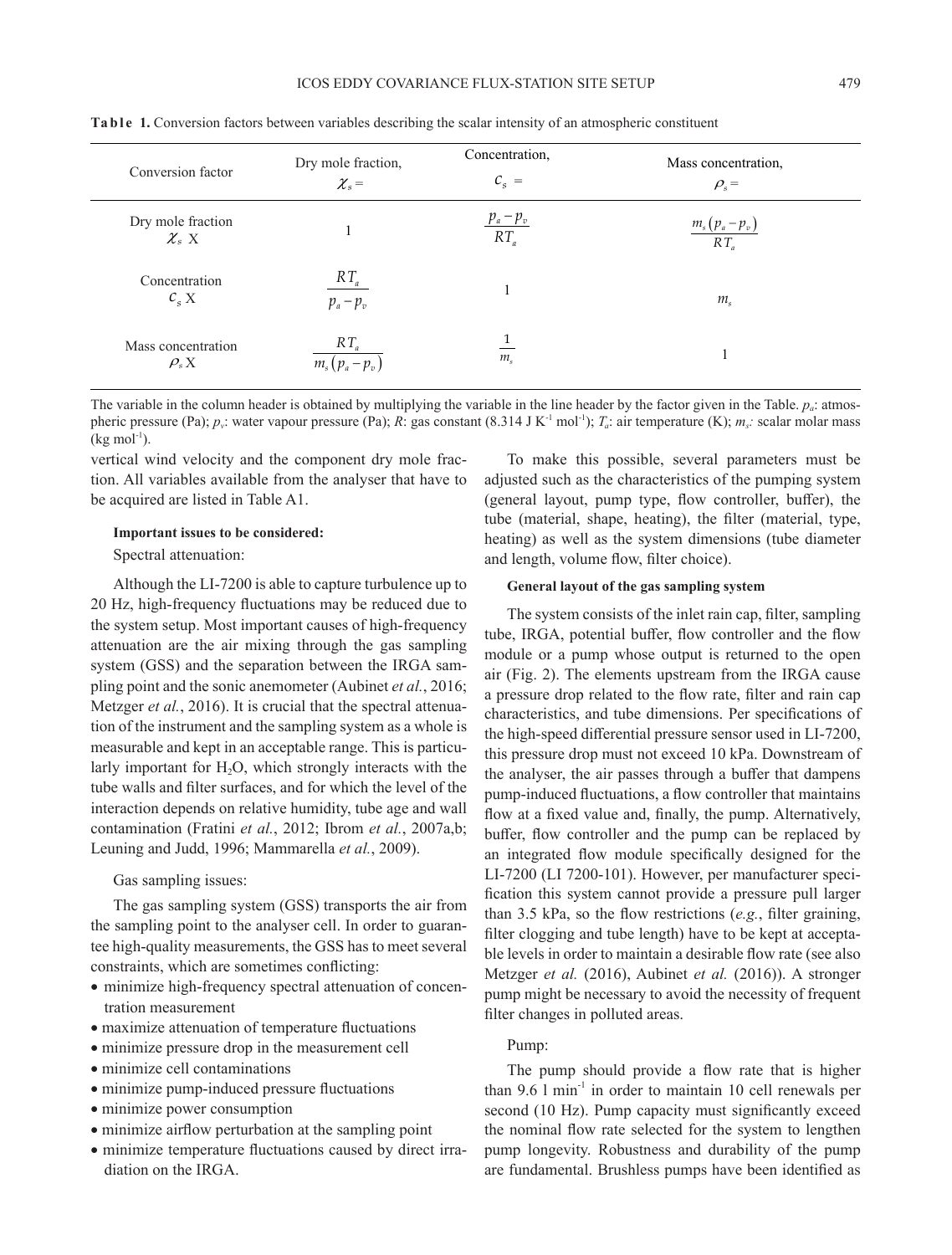**Table 1.** Conversion factors between variables describing the scalar intensity of an atmospheric constituent

| Conversion factor | Dry mole fraction, $\chi_s =$ | Concentration, $c_s =$ | Mass concentration, $\rho_s =$ |
|---|---|---|---|
| Dry mole fraction $\chi_s$ X | 1 | $\frac{p_a - p_v}{RT_a}$ | $\frac{m_s(p_a - p_v)}{RT_a}$ |
| Concentration $c_s$ X | $\frac{RT_a}{p_a - p_v}$ | 1 | $m_s$ |
| Mass concentration $\rho_s$ X | $\frac{RT_a}{m_s(p_a - p_v)}$ | $\frac{1}{m_s}$ | 1 |

The variable in the column header is obtained by multiplying the variable in the line header by the factor given in the Table. $p_a$: atmospheric pressure (Pa); $p_v$: water vapour pressure (Pa); $R$: gas constant (8.314 J $K^{-1}$ $mol^{-1}$); $T_a$: air temperature (K); $m_s$: scalar molar mass (kg $mol^{-1}$).

vertical wind velocity and the component dry mole fraction. All variables available from the analyser that have to be acquired are listed in Table A1.

**Important issues to be considered:**

Spectral attenuation:

Although the LI-7200 is able to capture turbulence up to 20 Hz, high-frequency fluctuations may be reduced due to the system setup. Most important causes of high-frequency attenuation are the air mixing through the gas sampling system (GSS) and the separation between the IRGA sampling point and the sonic anemometer (Aubinet *et al.*, 2016; Metzger *et al.*, 2016). It is crucial that the spectral attenuation of the instrument and the sampling system as a whole is measurable and kept in an acceptable range. This is particularly important for $H_2O$, which strongly interacts with the tube walls and filter surfaces, and for which the level of the interaction depends on relative humidity, tube age and wall contamination (Fratini *et al.*, 2012; Ibrom *et al.*, 2007a,b; Leuning and Judd, 1996; Mammarella *et al.*, 2009).

Gas sampling issues:

The gas sampling system (GSS) transports the air from the sampling point to the analyser cell. In order to guarantee high-quality measurements, the GSS has to meet several constraints, which are sometimes conflicting:

- minimize high-frequency spectral attenuation of concentration measurement
- maximize attenuation of temperature fluctuations
- minimize pressure drop in the measurement cell
- minimize cell contaminations
- minimize pump-induced pressure fluctuations
- minimize power consumption
- minimize airflow perturbation at the sampling point
- minimize temperature fluctuations caused by direct irradiation on the IRGA.

To make this possible, several parameters must be adjusted such as the characteristics of the pumping system (general layout, pump type, flow controller, buffer), the tube (material, shape, heating), the filter (material, type, heating) as well as the system dimensions (tube diameter and length, volume flow, filter choice).

**General layout of the gas sampling system**

The system consists of the inlet rain cap, filter, sampling tube, IRGA, potential buffer, flow controller and the flow module or a pump whose output is returned to the open air (Fig. 2). The elements upstream from the IRGA cause a pressure drop related to the flow rate, filter and rain cap characteristics, and tube dimensions. Per specifications of the high-speed differential pressure sensor used in LI-7200, this pressure drop must not exceed 10 kPa. Downstream of the analyser, the air passes through a buffer that dampens pump-induced fluctuations, a flow controller that maintains flow at a fixed value and, finally, the pump. Alternatively, buffer, flow controller and the pump can be replaced by an integrated flow module specifically designed for the LI-7200 (LI 7200-101). However, per manufacturer specification this system cannot provide a pressure pull larger than 3.5 kPa, so the flow restrictions (*e.g.*, filter graining, filter clogging and tube length) have to be kept at acceptable levels in order to maintain a desirable flow rate (see also Metzger *et al.* (2016), Aubinet *et al.* (2016)). A stronger pump might be necessary to avoid the necessity of frequent filter changes in polluted areas.

Pump:

The pump should provide a flow rate that is higher than 9.6 l $min^{-1}$ in order to maintain 10 cell renewals per second (10 Hz). Pump capacity must significantly exceed the nominal flow rate selected for the system to lengthen pump longevity. Robustness and durability of the pump are fundamental. Brushless pumps have been identified as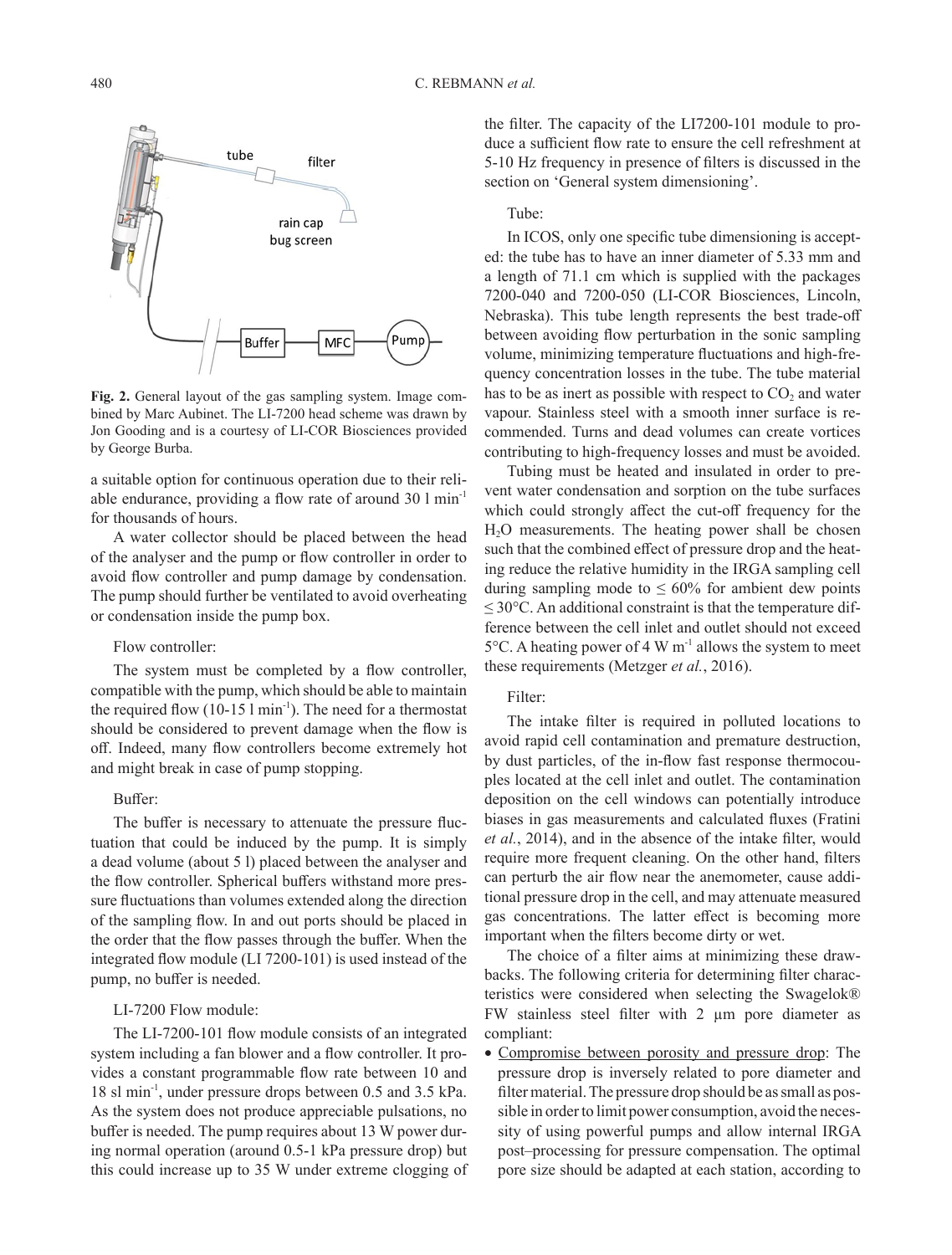**Fig. 2.** General layout of the gas sampling system. Image combined by Marc Aubinet. The LI-7200 head scheme was drawn by Jon Gooding and is a courtesy of LI-COR Biosciences provided by George Burba.

a suitable option for continuous operation due to their reliable endurance, providing a flow rate of around 30 l min$^{-1}$ for thousands of hours.

A water collector should be placed between the head of the analyser and the pump or flow controller in order to avoid flow controller and pump damage by condensation. The pump should further be ventilated to avoid overheating or condensation inside the pump box.

Flow controller:

The system must be completed by a flow controller, compatible with the pump, which should be able to maintain the required flow (10-15 l min$^{-1}$). The need for a thermostat should be considered to prevent damage when the flow is off. Indeed, many flow controllers become extremely hot and might break in case of pump stopping.

Buffer:

The buffer is necessary to attenuate the pressure fluctuation that could be induced by the pump. It is simply a dead volume (about 5 l) placed between the analyser and the flow controller. Spherical buffers withstand more pressure fluctuations than volumes extended along the direction of the sampling flow. In and out ports should be placed in the order that the flow passes through the buffer. When the integrated flow module (LI 7200-101) is used instead of the pump, no buffer is needed.

LI-7200 Flow module:

The LI-7200-101 flow module consists of an integrated system including a fan blower and a flow controller. It provides a constant programmable flow rate between 10 and 18 sl min$^{-1}$, under pressure drops between 0.5 and 3.5 kPa. As the system does not produce appreciable pulsations, no buffer is needed. The pump requires about 13 W power during normal operation (around 0.5-1 kPa pressure drop) but this could increase up to 35 W under extreme clogging of the filter. The capacity of the LI7200-101 module to produce a sufficient flow rate to ensure the cell refreshment at 5-10 Hz frequency in presence of filters is discussed in the section on 'General system dimensioning'.

Tube:

In ICOS, only one specific tube dimensioning is accepted: the tube has to have an inner diameter of 5.33 mm and a length of 71.1 cm which is supplied with the packages 7200-040 and 7200-050 (LI-COR Biosciences, Lincoln, Nebraska). This tube length represents the best trade-off between avoiding flow perturbation in the sonic sampling volume, minimizing temperature fluctuations and high-frequency concentration losses in the tube. The tube material has to be as inert as possible with respect to $CO_2$ and water vapour. Stainless steel with a smooth inner surface is recommended. Turns and dead volumes can create vortices contributing to high-frequency losses and must be avoided.

Tubing must be heated and insulated in order to prevent water condensation and sorption on the tube surfaces which could strongly affect the cut-off frequency for the $H_2O$ measurements. The heating power shall be chosen such that the combined effect of pressure drop and the heating reduce the relative humidity in the IRGA sampling cell during sampling mode to ≤ 60% for ambient dew points ≤ 30°C. An additional constraint is that the temperature difference between the cell inlet and outlet should not exceed 5°C. A heating power of 4 W m$^{-1}$ allows the system to meet these requirements (Metzger *et al.*, 2016).

Filter:

The intake filter is required in polluted locations to avoid rapid cell contamination and premature destruction, by dust particles, of the in-flow fast response thermocouples located at the cell inlet and outlet. The contamination deposition on the cell windows can potentially introduce biases in gas measurements and calculated fluxes (Fratini *et al.*, 2014), and in the absence of the intake filter, would require more frequent cleaning. On the other hand, filters can perturb the air flow near the anemometer, cause additional pressure drop in the cell, and may attenuate measured gas concentrations. The latter effect is becoming more important when the filters become dirty or wet.

The choice of a filter aims at minimizing these drawbacks. The following criteria for determining filter characteristics were considered when selecting the Swagelok® FW stainless steel filter with 2 µm pore diameter as compliant:

- Compromise between porosity and pressure drop: The pressure drop is inversely related to pore diameter and filter material. The pressure drop should be as small as possible in order to limit power consumption, avoid the necessity of using powerful pumps and allow internal IRGA post–processing for pressure compensation. The optimal pore size should be adapted at each station, according to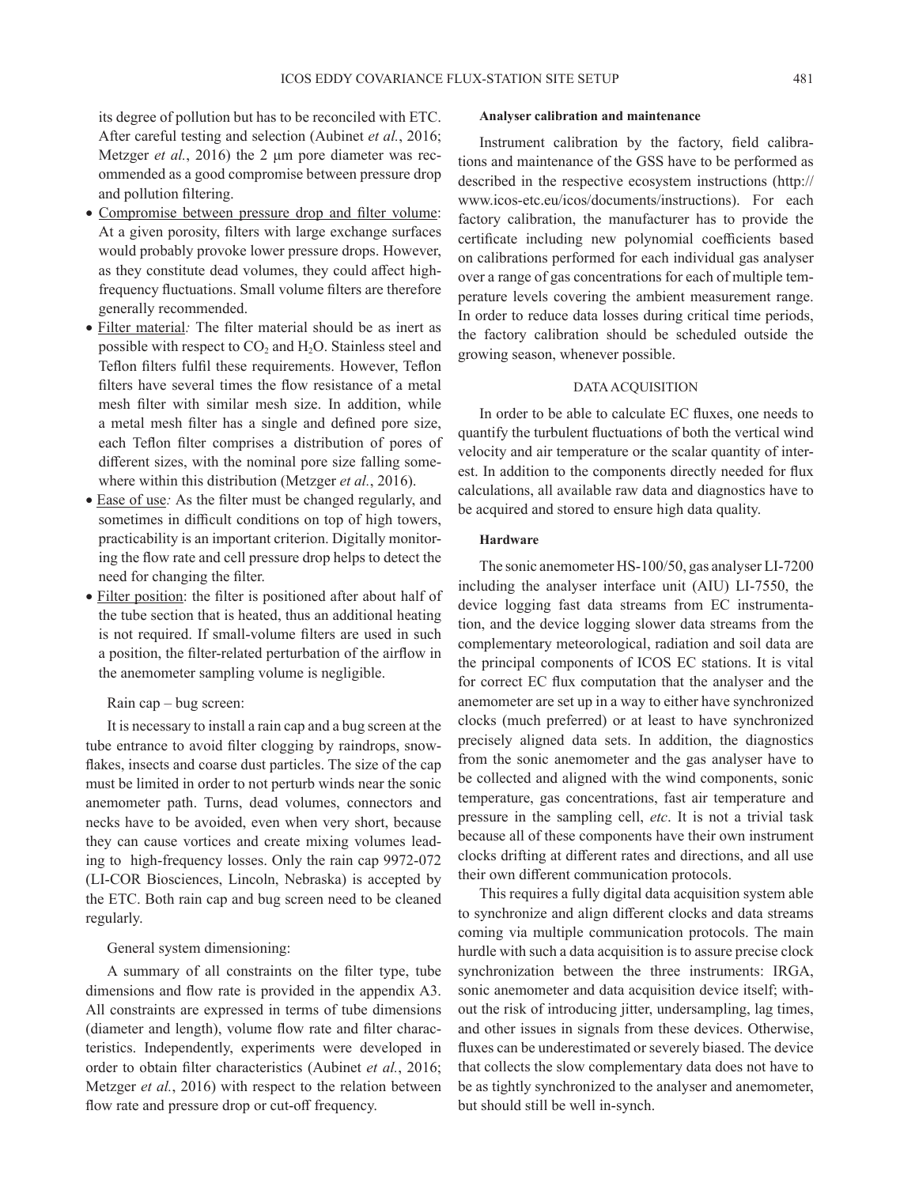its degree of pollution but has to be reconciled with ETC. After careful testing and selection (Aubinet *et al.*, 2016; Metzger *et al.*, 2016) the 2 µm pore diameter was recommended as a good compromise between pressure drop and pollution filtering.

- Compromise between pressure drop and filter volume: At a given porosity, filters with large exchange surfaces would probably provoke lower pressure drops. However, as they constitute dead volumes, they could affect high-frequency fluctuations. Small volume filters are therefore generally recommended.
- Filter material*:* The filter material should be as inert as possible with respect to $CO_2$ and $H_2O$. Stainless steel and Teflon filters fulfil these requirements. However, Teflon filters have several times the flow resistance of a metal mesh filter with similar mesh size. In addition, while a metal mesh filter has a single and defined pore size, each Teflon filter comprises a distribution of pores of different sizes, with the nominal pore size falling somewhere within this distribution (Metzger *et al.*, 2016).
- Ease of use*:* As the filter must be changed regularly, and sometimes in difficult conditions on top of high towers, practicability is an important criterion. Digitally monitoring the flow rate and cell pressure drop helps to detect the need for changing the filter.
- Filter position: the filter is positioned after about half of the tube section that is heated, thus an additional heating is not required. If small-volume filters are used in such a position, the filter-related perturbation of the airflow in the anemometer sampling volume is negligible.

Rain cap – bug screen:

It is necessary to install a rain cap and a bug screen at the tube entrance to avoid filter clogging by raindrops, snowflakes, insects and coarse dust particles. The size of the cap must be limited in order to not perturb winds near the sonic anemometer path. Turns, dead volumes, connectors and necks have to be avoided, even when very short, because they can cause vortices and create mixing volumes leading to high-frequency losses. Only the rain cap 9972-072 (LI-COR Biosciences, Lincoln, Nebraska) is accepted by the ETC. Both rain cap and bug screen need to be cleaned regularly.

General system dimensioning:

A summary of all constraints on the filter type, tube dimensions and flow rate is provided in the appendix A3. All constraints are expressed in terms of tube dimensions (diameter and length), volume flow rate and filter characteristics. Independently, experiments were developed in order to obtain filter characteristics (Aubinet *et al.*, 2016; Metzger *et al.*, 2016) with respect to the relation between flow rate and pressure drop or cut-off frequency.

**Analyser calibration and maintenance**

Instrument calibration by the factory, field calibrations and maintenance of the GSS have to be performed as described in the respective ecosystem instructions (http://www.icos-etc.eu/icos/documents/instructions). For each factory calibration, the manufacturer has to provide the certificate including new polynomial coefficients based on calibrations performed for each individual gas analyser over a range of gas concentrations for each of multiple temperature levels covering the ambient measurement range. In order to reduce data losses during critical time periods, the factory calibration should be scheduled outside the growing season, whenever possible.

## DATA ACQUISITION

In order to be able to calculate EC fluxes, one needs to quantify the turbulent fluctuations of both the vertical wind velocity and air temperature or the scalar quantity of interest. In addition to the components directly needed for flux calculations, all available raw data and diagnostics have to be acquired and stored to ensure high data quality.

**Hardware**

The sonic anemometer HS-100/50, gas analyser LI-7200 including the analyser interface unit (AIU) LI-7550, the device logging fast data streams from EC instrumentation, and the device logging slower data streams from the complementary meteorological, radiation and soil data are the principal components of ICOS EC stations. It is vital for correct EC flux computation that the analyser and the anemometer are set up in a way to either have synchronized clocks (much preferred) or at least to have synchronized precisely aligned data sets. In addition, the diagnostics from the sonic anemometer and the gas analyser have to be collected and aligned with the wind components, sonic temperature, gas concentrations, fast air temperature and pressure in the sampling cell, *etc*. It is not a trivial task because all of these components have their own instrument clocks drifting at different rates and directions, and all use their own different communication protocols.

This requires a fully digital data acquisition system able to synchronize and align different clocks and data streams coming via multiple communication protocols. The main hurdle with such a data acquisition is to assure precise clock synchronization between the three instruments: IRGA, sonic anemometer and data acquisition device itself; without the risk of introducing jitter, undersampling, lag times, and other issues in signals from these devices. Otherwise, fluxes can be underestimated or severely biased. The device that collects the slow complementary data does not have to be as tightly synchronized to the analyser and anemometer, but should still be well in-synch.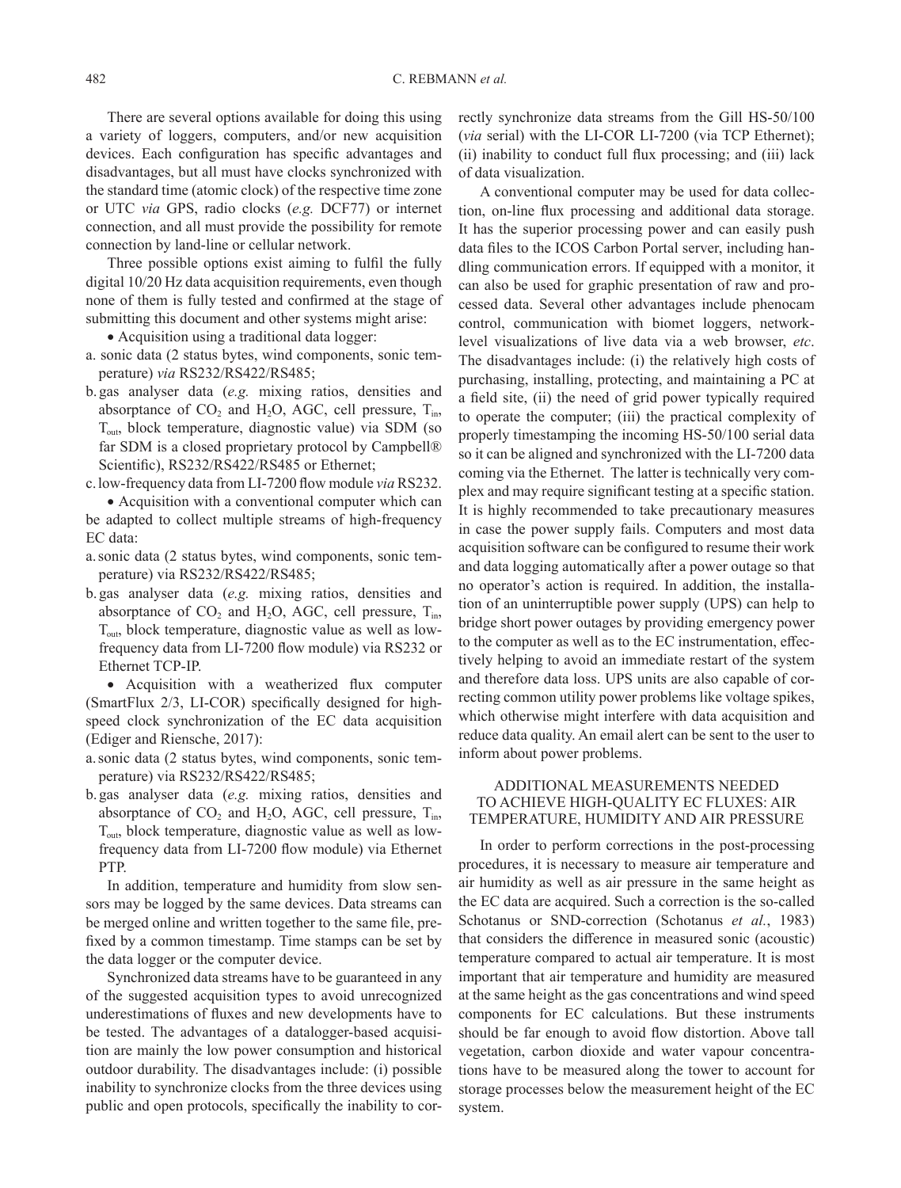There are several options available for doing this using a variety of loggers, computers, and/or new acquisition devices. Each configuration has specific advantages and disadvantages, but all must have clocks synchronized with the standard time (atomic clock) of the respective time zone or UTC *via* GPS, radio clocks (*e.g.* DCF77) or internet connection, and all must provide the possibility for remote connection by land-line or cellular network.

Three possible options exist aiming to fulfil the fully digital 10/20 Hz data acquisition requirements, even though none of them is fully tested and confirmed at the stage of submitting this document and other systems might arise:

- Acquisition using a traditional data logger:

a. sonic data (2 status bytes, wind components, sonic temperature) *via* RS232/RS422/RS485;

b. gas analyser data (*e.g.* mixing ratios, densities and absorptance of $CO_2$ and $H_2O$, AGC, cell pressure, $T_{in}$, $T_{out}$, block temperature, diagnostic value) via SDM (so far SDM is a closed proprietary protocol by Campbell® Scientific), RS232/RS422/RS485 or Ethernet;

c. low-frequency data from LI-7200 flow module *via* RS232.

- Acquisition with a conventional computer which can be adapted to collect multiple streams of high-frequency EC data:

a. sonic data (2 status bytes, wind components, sonic temperature) via RS232/RS422/RS485;

b. gas analyser data (*e.g.* mixing ratios, densities and absorptance of $CO_2$ and $H_2O$, AGC, cell pressure, $T_{in}$, $T_{out}$, block temperature, diagnostic value as well as low-frequency data from LI-7200 flow module) via RS232 or Ethernet TCP-IP.

- Acquisition with a weatherized flux computer (SmartFlux 2/3, LI-COR) specifically designed for high-speed clock synchronization of the EC data acquisition (Ediger and Riensche, 2017):

a. sonic data (2 status bytes, wind components, sonic temperature) via RS232/RS422/RS485;

b. gas analyser data (*e.g.* mixing ratios, densities and absorptance of $CO_2$ and $H_2O$, AGC, cell pressure, $T_{in}$, $T_{out}$, block temperature, diagnostic value as well as low-frequency data from LI-7200 flow module) via Ethernet PTP.

In addition, temperature and humidity from slow sensors may be logged by the same devices. Data streams can be merged online and written together to the same file, prefixed by a common timestamp. Time stamps can be set by the data logger or the computer device.

Synchronized data streams have to be guaranteed in any of the suggested acquisition types to avoid unrecognized underestimations of fluxes and new developments have to be tested. The advantages of a datalogger-based acquisition are mainly the low power consumption and historical outdoor durability. The disadvantages include: (i) possible inability to synchronize clocks from the three devices using public and open protocols, specifically the inability to correctly synchronize data streams from the Gill HS-50/100 (*via* serial) with the LI-COR LI-7200 (via TCP Ethernet); (ii) inability to conduct full flux processing; and (iii) lack of data visualization.

A conventional computer may be used for data collection, on-line flux processing and additional data storage. It has the superior processing power and can easily push data files to the ICOS Carbon Portal server, including handling communication errors. If equipped with a monitor, it can also be used for graphic presentation of raw and processed data. Several other advantages include phenocam control, communication with biomet loggers, network-level visualizations of live data via a web browser, *etc*. The disadvantages include: (i) the relatively high costs of purchasing, installing, protecting, and maintaining a PC at a field site, (ii) the need of grid power typically required to operate the computer; (iii) the practical complexity of properly timestamping the incoming HS-50/100 serial data so it can be aligned and synchronized with the LI-7200 data coming via the Ethernet. The latter is technically very complex and may require significant testing at a specific station. It is highly recommended to take precautionary measures in case the power supply fails. Computers and most data acquisition software can be configured to resume their work and data logging automatically after a power outage so that no operator's action is required. In addition, the installation of an uninterruptible power supply (UPS) can help to bridge short power outages by providing emergency power to the computer as well as to the EC instrumentation, effectively helping to avoid an immediate restart of the system and therefore data loss. UPS units are also capable of correcting common utility power problems like voltage spikes, which otherwise might interfere with data acquisition and reduce data quality. An email alert can be sent to the user to inform about power problems.

## ADDITIONAL MEASUREMENTS NEEDED TO ACHIEVE HIGH-QUALITY EC FLUXES: AIR TEMPERATURE, HUMIDITY AND AIR PRESSURE

In order to perform corrections in the post-processing procedures, it is necessary to measure air temperature and air humidity as well as air pressure in the same height as the EC data are acquired. Such a correction is the so-called Schotanus or SND-correction (Schotanus *et al.*, 1983) that considers the difference in measured sonic (acoustic) temperature compared to actual air temperature. It is most important that air temperature and humidity are measured at the same height as the gas concentrations and wind speed components for EC calculations. But these instruments should be far enough to avoid flow distortion. Above tall vegetation, carbon dioxide and water vapour concentrations have to be measured along the tower to account for storage processes below the measurement height of the EC system.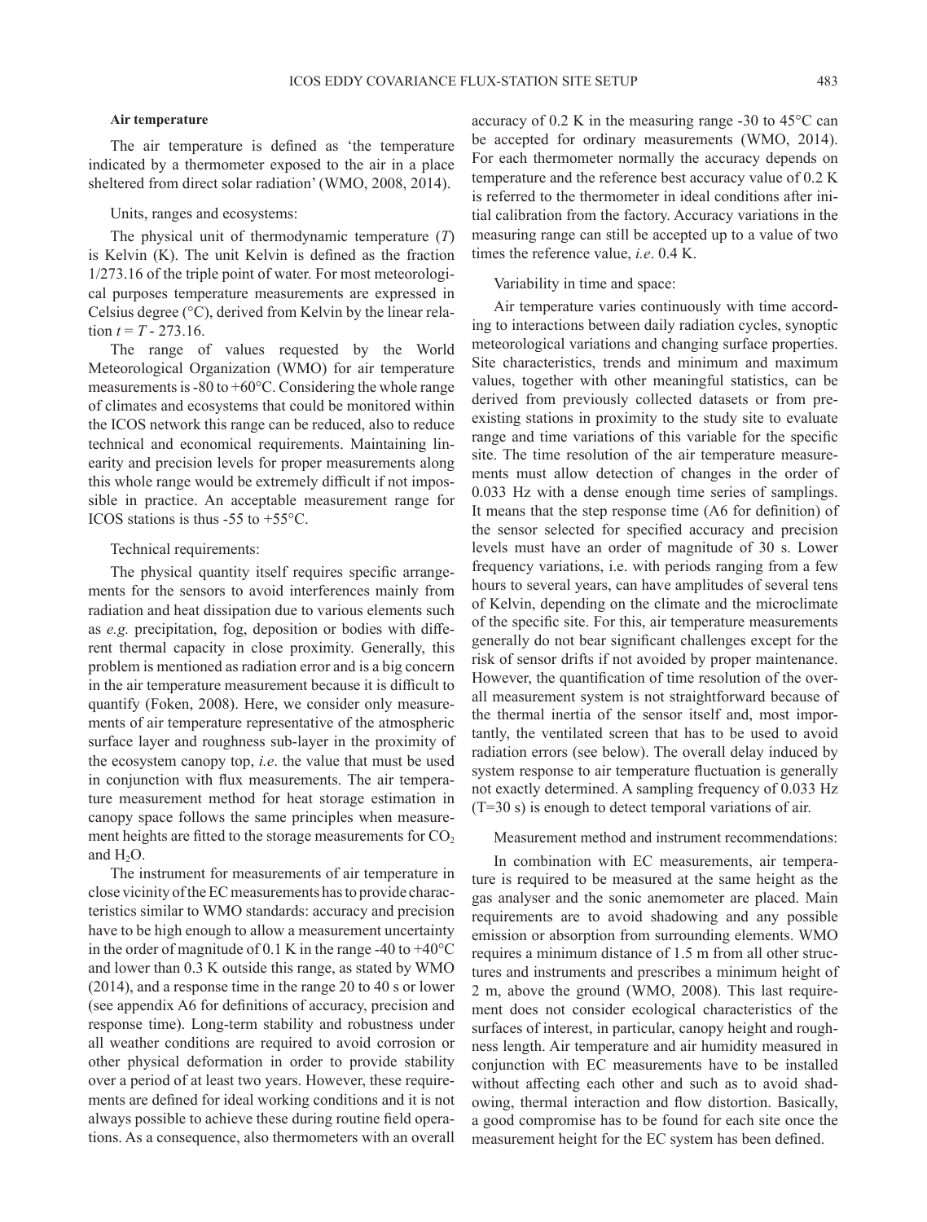**Air temperature**

The air temperature is defined as 'the temperature indicated by a thermometer exposed to the air in a place sheltered from direct solar radiation' (WMO, 2008, 2014).

Units, ranges and ecosystems:

The physical unit of thermodynamic temperature (*T*) is Kelvin (K). The unit Kelvin is defined as the fraction 1/273.16 of the triple point of water. For most meteorological purposes temperature measurements are expressed in Celsius degree (°C), derived from Kelvin by the linear relation $t = T - 273.16$.

The range of values requested by the World Meteorological Organization (WMO) for air temperature measurements is -80 to +60°C. Considering the whole range of climates and ecosystems that could be monitored within the ICOS network this range can be reduced, also to reduce technical and economical requirements. Maintaining linearity and precision levels for proper measurements along this whole range would be extremely difficult if not impossible in practice. An acceptable measurement range for ICOS stations is thus -55 to +55°C.

Technical requirements:

The physical quantity itself requires specific arrangements for the sensors to avoid interferences mainly from radiation and heat dissipation due to various elements such as *e.g.* precipitation, fog, deposition or bodies with different thermal capacity in close proximity. Generally, this problem is mentioned as radiation error and is a big concern in the air temperature measurement because it is difficult to quantify (Foken, 2008). Here, we consider only measurements of air temperature representative of the atmospheric surface layer and roughness sub-layer in the proximity of the ecosystem canopy top, *i.e*. the value that must be used in conjunction with flux measurements. The air temperature measurement method for heat storage estimation in canopy space follows the same principles when measurement heights are fitted to the storage measurements for $CO_2$ and $H_2O$.

The instrument for measurements of air temperature in close vicinity of the EC measurements has to provide characteristics similar to WMO standards: accuracy and precision have to be high enough to allow a measurement uncertainty in the order of magnitude of 0.1 K in the range -40 to +40°C and lower than 0.3 K outside this range, as stated by WMO (2014), and a response time in the range 20 to 40 s or lower (see appendix A6 for definitions of accuracy, precision and response time). Long-term stability and robustness under all weather conditions are required to avoid corrosion or other physical deformation in order to provide stability over a period of at least two years. However, these requirements are defined for ideal working conditions and it is not always possible to achieve these during routine field operations. As a consequence, also thermometers with an overall accuracy of 0.2 K in the measuring range -30 to 45°C can be accepted for ordinary measurements (WMO, 2014). For each thermometer normally the accuracy depends on temperature and the reference best accuracy value of 0.2 K is referred to the thermometer in ideal conditions after initial calibration from the factory. Accuracy variations in the measuring range can still be accepted up to a value of two times the reference value, *i.e*. 0.4 K.

Variability in time and space:

Air temperature varies continuously with time according to interactions between daily radiation cycles, synoptic meteorological variations and changing surface properties. Site characteristics, trends and minimum and maximum values, together with other meaningful statistics, can be derived from previously collected datasets or from preexisting stations in proximity to the study site to evaluate range and time variations of this variable for the specific site. The time resolution of the air temperature measurements must allow detection of changes in the order of 0.033 Hz with a dense enough time series of samplings. It means that the step response time (A6 for definition) of the sensor selected for specified accuracy and precision levels must have an order of magnitude of 30 s. Lower frequency variations, i.e. with periods ranging from a few hours to several years, can have amplitudes of several tens of Kelvin, depending on the climate and the microclimate of the specific site. For this, air temperature measurements generally do not bear significant challenges except for the risk of sensor drifts if not avoided by proper maintenance. However, the quantification of time resolution of the overall measurement system is not straightforward because of the thermal inertia of the sensor itself and, most importantly, the ventilated screen that has to be used to avoid radiation errors (see below). The overall delay induced by system response to air temperature fluctuation is generally not exactly determined. A sampling frequency of 0.033 Hz (T=30 s) is enough to detect temporal variations of air.

Measurement method and instrument recommendations:

In combination with EC measurements, air temperature is required to be measured at the same height as the gas analyser and the sonic anemometer are placed. Main requirements are to avoid shadowing and any possible emission or absorption from surrounding elements. WMO requires a minimum distance of 1.5 m from all other structures and instruments and prescribes a minimum height of 2 m, above the ground (WMO, 2008). This last requirement does not consider ecological characteristics of the surfaces of interest, in particular, canopy height and roughness length. Air temperature and air humidity measured in conjunction with EC measurements have to be installed without affecting each other and such as to avoid shadowing, thermal interaction and flow distortion. Basically, a good compromise has to be found for each site once the measurement height for the EC system has been defined.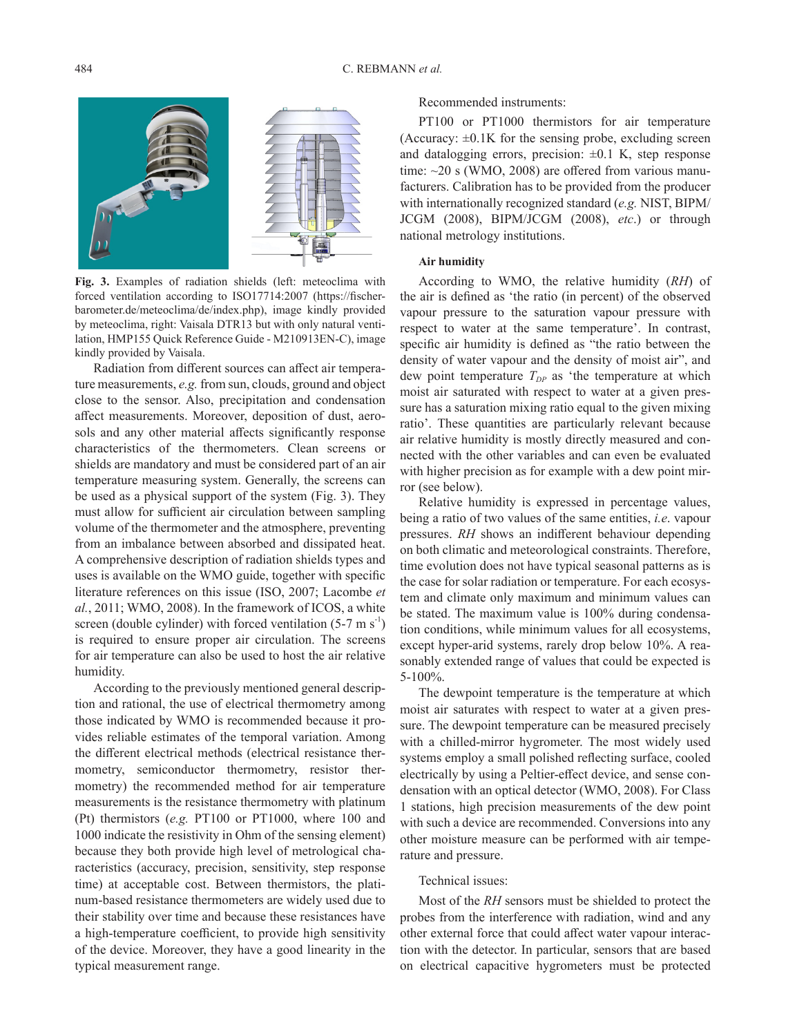**Fig. 3.** Examples of radiation shields (left: meteoclima with forced ventilation according to ISO17714:2007 (https://fischer-barometer.de/meteoclima/de/index.php), image kindly provided by meteoclima, right: Vaisala DTR13 but with only natural ventilation, HMP155 Quick Reference Guide - M210913EN-C), image kindly provided by Vaisala.

Radiation from different sources can affect air temperature measurements, *e.g.* from sun, clouds, ground and object close to the sensor. Also, precipitation and condensation affect measurements. Moreover, deposition of dust, aerosols and any other material affects significantly response characteristics of the thermometers. Clean screens or shields are mandatory and must be considered part of an air temperature measuring system. Generally, the screens can be used as a physical support of the system (Fig. 3). They must allow for sufficient air circulation between sampling volume of the thermometer and the atmosphere, preventing from an imbalance between absorbed and dissipated heat. A comprehensive description of radiation shields types and uses is available on the WMO guide, together with specific literature references on this issue (ISO, 2007; Lacombe *et al.*, 2011; WMO, 2008). In the framework of ICOS, a white screen (double cylinder) with forced ventilation (5-7 m s$^{-1}$) is required to ensure proper air circulation. The screens for air temperature can also be used to host the air relative humidity.

According to the previously mentioned general description and rational, the use of electrical thermometry among those indicated by WMO is recommended because it provides reliable estimates of the temporal variation. Among the different electrical methods (electrical resistance thermometry, semiconductor thermometry, resistor thermometry) the recommended method for air temperature measurements is the resistance thermometry with platinum (Pt) thermistors (*e.g.* PT100 or PT1000, where 100 and 1000 indicate the resistivity in Ohm of the sensing element) because they both provide high level of metrological characteristics (accuracy, precision, sensitivity, step response time) at acceptable cost. Between thermistors, the platinum-based resistance thermometers are widely used due to their stability over time and because these resistances have a high-temperature coefficient, to provide high sensitivity of the device. Moreover, they have a good linearity in the typical measurement range.

Recommended instruments:

PT100 or PT1000 thermistors for air temperature (Accuracy: ±0.1K for the sensing probe, excluding screen and datalogging errors, precision: ±0.1 K, step response time: ~20 s (WMO, 2008) are offered from various manufacturers. Calibration has to be provided from the producer with internationally recognized standard (*e.g.* NIST, BIPM/JCGM (2008), BIPM/JCGM (2008), *etc*.) or through national metrology institutions.

#### Air humidity

According to WMO, the relative humidity (*RH*) of the air is defined as 'the ratio (in percent) of the observed vapour pressure to the saturation vapour pressure with respect to water at the same temperature'. In contrast, specific air humidity is defined as "the ratio between the density of water vapour and the density of moist air", and dew point temperature $T_{DP}$ as 'the temperature at which moist air saturated with respect to water at a given pressure has a saturation mixing ratio equal to the given mixing ratio'. These quantities are particularly relevant because air relative humidity is mostly directly measured and connected with the other variables and can even be evaluated with higher precision as for example with a dew point mirror (see below).

Relative humidity is expressed in percentage values, being a ratio of two values of the same entities, *i.e*. vapour pressures. *RH* shows an indifferent behaviour depending on both climatic and meteorological constraints. Therefore, time evolution does not have typical seasonal patterns as is the case for solar radiation or temperature. For each ecosystem and climate only maximum and minimum values can be stated. The maximum value is 100% during condensation conditions, while minimum values for all ecosystems, except hyper-arid systems, rarely drop below 10%. A reasonably extended range of values that could be expected is 5-100%.

The dewpoint temperature is the temperature at which moist air saturates with respect to water at a given pressure. The dewpoint temperature can be measured precisely with a chilled-mirror hygrometer. The most widely used systems employ a small polished reflecting surface, cooled electrically by using a Peltier-effect device, and sense condensation with an optical detector (WMO, 2008). For Class 1 stations, high precision measurements of the dew point with such a device are recommended. Conversions into any other moisture measure can be performed with air temperature and pressure.

Technical issues:

Most of the *RH* sensors must be shielded to protect the probes from the interference with radiation, wind and any other external force that could affect water vapour interaction with the detector. In particular, sensors that are based on electrical capacitive hygrometers must be protected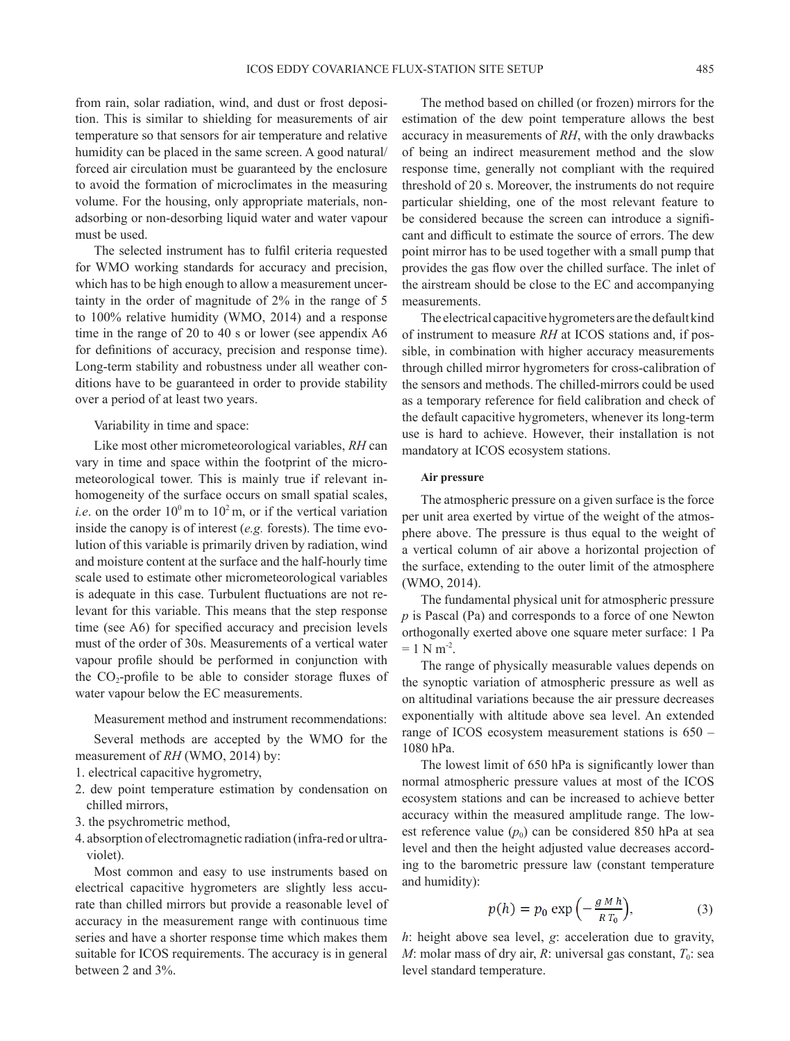from rain, solar radiation, wind, and dust or frost deposition. This is similar to shielding for measurements of air temperature so that sensors for air temperature and relative humidity can be placed in the same screen. A good natural/forced air circulation must be guaranteed by the enclosure to avoid the formation of microclimates in the measuring volume. For the housing, only appropriate materials, non-adsorbing or non-desorbing liquid water and water vapour must be used.

The selected instrument has to fulfil criteria requested for WMO working standards for accuracy and precision, which has to be high enough to allow a measurement uncertainty in the order of magnitude of 2% in the range of 5 to 100% relative humidity (WMO, 2014) and a response time in the range of 20 to 40 s or lower (see appendix A6 for definitions of accuracy, precision and response time). Long-term stability and robustness under all weather conditions have to be guaranteed in order to provide stability over a period of at least two years.

Variability in time and space:

Like most other micrometeorological variables, *RH* can vary in time and space within the footprint of the micrometeorological tower. This is mainly true if relevant inhomogeneity of the surface occurs on small spatial scales, *i.e.* on the order $10^0$ m to $10^2$ m, or if the vertical variation inside the canopy is of interest (*e.g.* forests). The time evolution of this variable is primarily driven by radiation, wind and moisture content at the surface and the half-hourly time scale used to estimate other micrometeorological variables is adequate in this case. Turbulent fluctuations are not relevant for this variable. This means that the step response time (see A6) for specified accuracy and precision levels must of the order of 30s. Measurements of a vertical water vapour profile should be performed in conjunction with the $CO_2$-profile to be able to consider storage fluxes of water vapour below the EC measurements.

Measurement method and instrument recommendations:

Several methods are accepted by the WMO for the measurement of *RH* (WMO, 2014) by:

1. electrical capacitive hygrometry,
2. dew point temperature estimation by condensation on chilled mirrors,
3. the psychrometric method,
4. absorption of electromagnetic radiation (infra-red or ultra-violet).

Most common and easy to use instruments based on electrical capacitive hygrometers are slightly less accurate than chilled mirrors but provide a reasonable level of accuracy in the measurement range with continuous time series and have a shorter response time which makes them suitable for ICOS requirements. The accuracy is in general between 2 and 3%.

The method based on chilled (or frozen) mirrors for the estimation of the dew point temperature allows the best accuracy in measurements of *RH*, with the only drawbacks of being an indirect measurement method and the slow response time, generally not compliant with the required threshold of 20 s. Moreover, the instruments do not require particular shielding, one of the most relevant feature to be considered because the screen can introduce a significant and difficult to estimate the source of errors. The dew point mirror has to be used together with a small pump that provides the gas flow over the chilled surface. The inlet of the airstream should be close to the EC and accompanying measurements.

The electrical capacitive hygrometers are the default kind of instrument to measure *RH* at ICOS stations and, if possible, in combination with higher accuracy measurements through chilled mirror hygrometers for cross-calibration of the sensors and methods. The chilled-mirrors could be used as a temporary reference for field calibration and check of the default capacitive hygrometers, whenever its long-term use is hard to achieve. However, their installation is not mandatory at ICOS ecosystem stations.

**Air pressure**

The atmospheric pressure on a given surface is the force per unit area exerted by virtue of the weight of the atmosphere above. The pressure is thus equal to the weight of a vertical column of air above a horizontal projection of the surface, extending to the outer limit of the atmosphere (WMO, 2014).

The fundamental physical unit for atmospheric pressure *p* is Pascal (Pa) and corresponds to a force of one Newton orthogonally exerted above one square meter surface: 1 Pa = 1 N m$^{-2}$.

The range of physically measurable values depends on the synoptic variation of atmospheric pressure as well as on altitudinal variations because the air pressure decreases exponentially with altitude above sea level. An extended range of ICOS ecosystem measurement stations is 650 – 1080 hPa.

The lowest limit of 650 hPa is significantly lower than normal atmospheric pressure values at most of the ICOS ecosystem stations and can be increased to achieve better accuracy within the measured amplitude range. The lowest reference value ($p_0$) can be considered 850 hPa at sea level and then the height adjusted value decreases according to the barometric pressure law (constant temperature and humidity):

$$p(h) = p_0 \exp\left(-\frac{g\,M\,h}{R\,T_0}\right), \tag{3}$$

*h*: height above sea level, *g*: acceleration due to gravity, *M*: molar mass of dry air, *R*: universal gas constant, $T_0$: sea level standard temperature.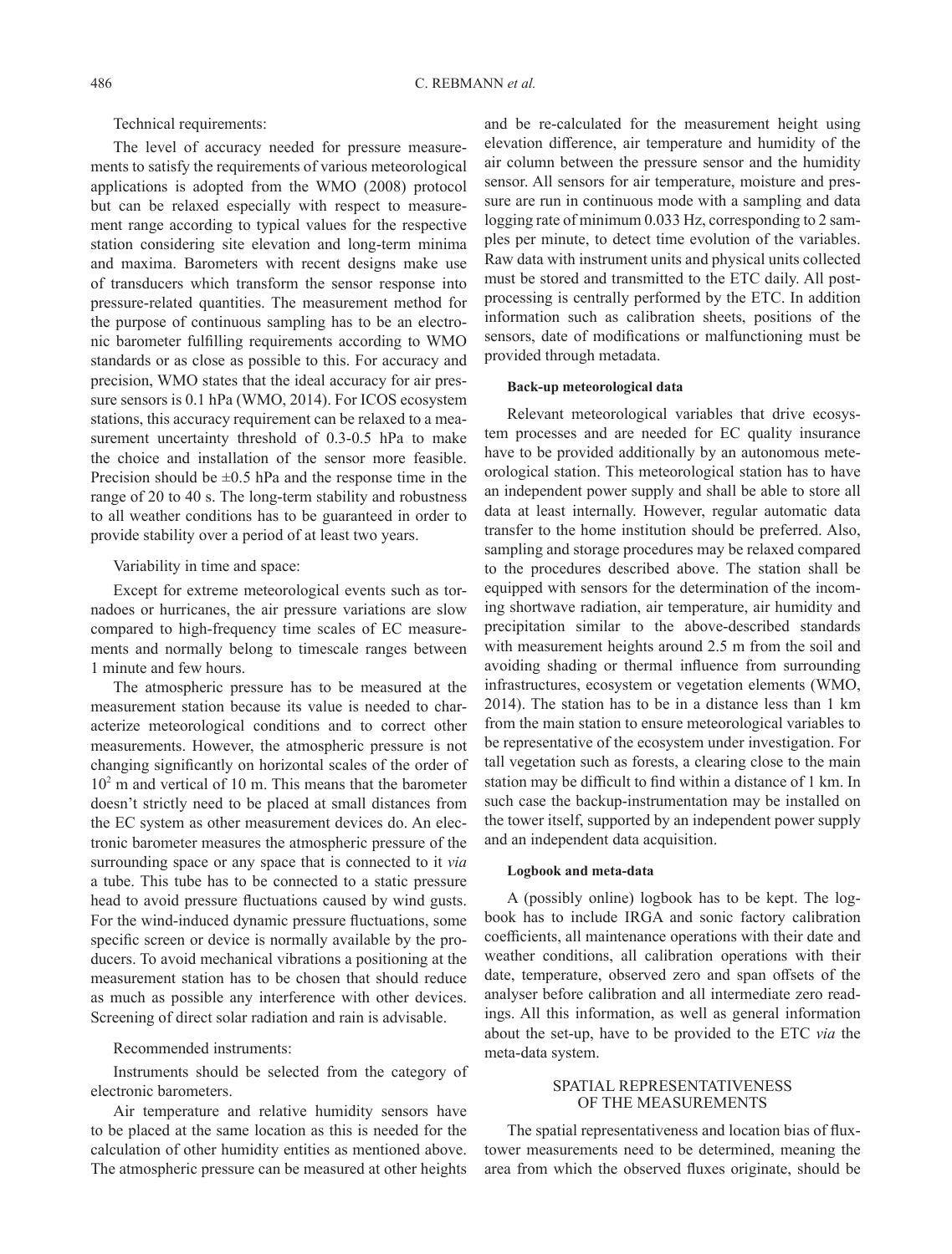Technical requirements:

The level of accuracy needed for pressure measurements to satisfy the requirements of various meteorological applications is adopted from the WMO (2008) protocol but can be relaxed especially with respect to measurement range according to typical values for the respective station considering site elevation and long-term minima and maxima. Barometers with recent designs make use of transducers which transform the sensor response into pressure-related quantities. The measurement method for the purpose of continuous sampling has to be an electronic barometer fulfilling requirements according to WMO standards or as close as possible to this. For accuracy and precision, WMO states that the ideal accuracy for air pressure sensors is 0.1 hPa (WMO, 2014). For ICOS ecosystem stations, this accuracy requirement can be relaxed to a measurement uncertainty threshold of 0.3-0.5 hPa to make the choice and installation of the sensor more feasible. Precision should be ±0.5 hPa and the response time in the range of 20 to 40 s. The long-term stability and robustness to all weather conditions has to be guaranteed in order to provide stability over a period of at least two years.

Variability in time and space:

Except for extreme meteorological events such as tornadoes or hurricanes, the air pressure variations are slow compared to high-frequency time scales of EC measurements and normally belong to timescale ranges between 1 minute and few hours.

The atmospheric pressure has to be measured at the measurement station because its value is needed to characterize meteorological conditions and to correct other measurements. However, the atmospheric pressure is not changing significantly on horizontal scales of the order of $10^2$ m and vertical of 10 m. This means that the barometer doesn't strictly need to be placed at small distances from the EC system as other measurement devices do. An electronic barometer measures the atmospheric pressure of the surrounding space or any space that is connected to it *via* a tube. This tube has to be connected to a static pressure head to avoid pressure fluctuations caused by wind gusts. For the wind-induced dynamic pressure fluctuations, some specific screen or device is normally available by the producers. To avoid mechanical vibrations a positioning at the measurement station has to be chosen that should reduce as much as possible any interference with other devices. Screening of direct solar radiation and rain is advisable.

Recommended instruments:

Instruments should be selected from the category of electronic barometers.

Air temperature and relative humidity sensors have to be placed at the same location as this is needed for the calculation of other humidity entities as mentioned above. The atmospheric pressure can be measured at other heights and be re-calculated for the measurement height using elevation difference, air temperature and humidity of the air column between the pressure sensor and the humidity sensor. All sensors for air temperature, moisture and pressure are run in continuous mode with a sampling and data logging rate of minimum 0.033 Hz, corresponding to 2 samples per minute, to detect time evolution of the variables. Raw data with instrument units and physical units collected must be stored and transmitted to the ETC daily. All post-processing is centrally performed by the ETC. In addition information such as calibration sheets, positions of the sensors, date of modifications or malfunctioning must be provided through metadata.

#### Back-up meteorological data

Relevant meteorological variables that drive ecosystem processes and are needed for EC quality insurance have to be provided additionally by an autonomous meteorological station. This meteorological station has to have an independent power supply and shall be able to store all data at least internally. However, regular automatic data transfer to the home institution should be preferred. Also, sampling and storage procedures may be relaxed compared to the procedures described above. The station shall be equipped with sensors for the determination of the incoming shortwave radiation, air temperature, air humidity and precipitation similar to the above-described standards with measurement heights around 2.5 m from the soil and avoiding shading or thermal influence from surrounding infrastructures, ecosystem or vegetation elements (WMO, 2014). The station has to be in a distance less than 1 km from the main station to ensure meteorological variables to be representative of the ecosystem under investigation. For tall vegetation such as forests, a clearing close to the main station may be difficult to find within a distance of 1 km. In such case the backup-instrumentation may be installed on the tower itself, supported by an independent power supply and an independent data acquisition.

#### Logbook and meta-data

A (possibly online) logbook has to be kept. The logbook has to include IRGA and sonic factory calibration coefficients, all maintenance operations with their date and weather conditions, all calibration operations with their date, temperature, observed zero and span offsets of the analyser before calibration and all intermediate zero readings. All this information, as well as general information about the set-up, have to be provided to the ETC *via* the meta-data system.

## SPATIAL REPRESENTATIVENESS OF THE MEASUREMENTS

The spatial representativeness and location bias of flux-tower measurements need to be determined, meaning the area from which the observed fluxes originate, should be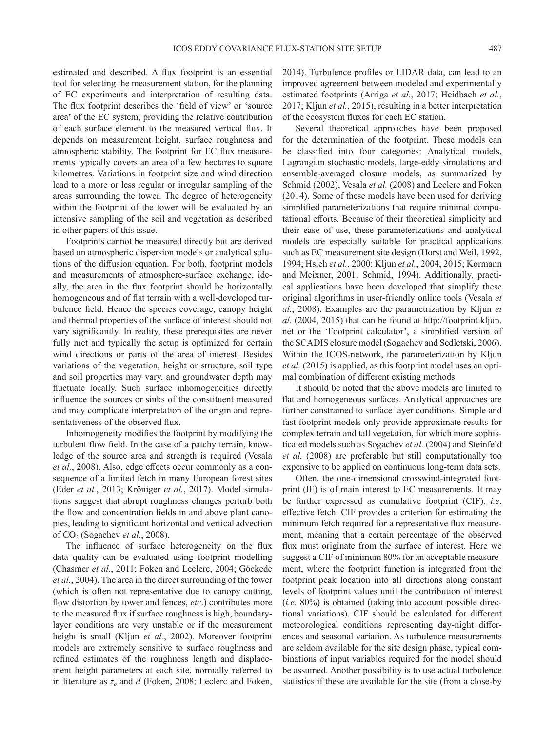estimated and described. A flux footprint is an essential tool for selecting the measurement station, for the planning of EC experiments and interpretation of resulting data. The flux footprint describes the 'field of view' or 'source area' of the EC system, providing the relative contribution of each surface element to the measured vertical flux. It depends on measurement height, surface roughness and atmospheric stability. The footprint for EC flux measurements typically covers an area of a few hectares to square kilometres. Variations in footprint size and wind direction lead to a more or less regular or irregular sampling of the areas surrounding the tower. The degree of heterogeneity within the footprint of the tower will be evaluated by an intensive sampling of the soil and vegetation as described in other papers of this issue.

Footprints cannot be measured directly but are derived based on atmospheric dispersion models or analytical solutions of the diffusion equation. For both, footprint models and measurements of atmosphere-surface exchange, ideally, the area in the flux footprint should be horizontally homogeneous and of flat terrain with a well-developed turbulence field. Hence the species coverage, canopy height and thermal properties of the surface of interest should not vary significantly. In reality, these prerequisites are never fully met and typically the setup is optimized for certain wind directions or parts of the area of interest. Besides variations of the vegetation, height or structure, soil type and soil properties may vary, and groundwater depth may fluctuate locally. Such surface inhomogeneities directly influence the sources or sinks of the constituent measured and may complicate interpretation of the origin and representativeness of the observed flux.

Inhomogeneity modifies the footprint by modifying the turbulent flow field. In the case of a patchy terrain, knowledge of the source area and strength is required (Vesala *et al.*, 2008). Also, edge effects occur commonly as a consequence of a limited fetch in many European forest sites (Eder *et al.*, 2013; Kröniger *et al.*, 2017). Model simulations suggest that abrupt roughness changes perturb both the flow and concentration fields in and above plant canopies, leading to significant horizontal and vertical advection of $CO_2$ (Sogachev *et al.*, 2008).

The influence of surface heterogeneity on the flux data quality can be evaluated using footprint modelling (Chasmer *et al.*, 2011; Foken and Leclerc, 2004; Göckede *et al.*, 2004). The area in the direct surrounding of the tower (which is often not representative due to canopy cutting, flow distortion by tower and fences, *etc*.) contributes more to the measured flux if surface roughness is high, boundary-layer conditions are very unstable or if the measurement height is small (Kljun *et al.*, 2002). Moreover footprint models are extremely sensitive to surface roughness and refined estimates of the roughness length and displacement height parameters at each site, normally referred to in literature as $z_o$ and $d$ (Foken, 2008; Leclerc and Foken, 2014). Turbulence profiles or LIDAR data, can lead to an improved agreement between modeled and experimentally estimated footprints (Arriga *et al.*, 2017; Heidbach *et al.*, 2017; Kljun *et al.*, 2015), resulting in a better interpretation of the ecosystem fluxes for each EC station.

Several theoretical approaches have been proposed for the determination of the footprint. These models can be classified into four categories: Analytical models, Lagrangian stochastic models, large-eddy simulations and ensemble-averaged closure models, as summarized by Schmid (2002), Vesala *et al.* (2008) and Leclerc and Foken (2014). Some of these models have been used for deriving simplified parameterizations that require minimal computational efforts. Because of their theoretical simplicity and their ease of use, these parameterizations and analytical models are especially suitable for practical applications such as EC measurement site design (Horst and Weil, 1992, 1994; Hsieh *et al.*, 2000; Kljun *et al.*, 2004, 2015; Kormann and Meixner, 2001; Schmid, 1994). Additionally, practical applications have been developed that simplify these original algorithms in user-friendly online tools (Vesala *et al.*, 2008). Examples are the parametrization by Kljun *et al.* (2004, 2015) that can be found at http://footprint.kljun.net or the 'Footprint calculator', a simplified version of the SCADIS closure model (Sogachev and Sedletski, 2006). Within the ICOS-network, the parameterization by Kljun *et al.* (2015) is applied, as this footprint model uses an optimal combination of different existing methods.

It should be noted that the above models are limited to flat and homogeneous surfaces. Analytical approaches are further constrained to surface layer conditions. Simple and fast footprint models only provide approximate results for complex terrain and tall vegetation, for which more sophisticated models such as Sogachev *et al.* (2004) and Steinfeld *et al.* (2008) are preferable but still computationally too expensive to be applied on continuous long-term data sets.

Often, the one-dimensional crosswind-integrated footprint (IF) is of main interest to EC measurements. It may be further expressed as cumulative footprint (CIF), *i.e*. effective fetch. CIF provides a criterion for estimating the minimum fetch required for a representative flux measurement, meaning that a certain percentage of the observed flux must originate from the surface of interest. Here we suggest a CIF of minimum 80% for an acceptable measurement, where the footprint function is integrated from the footprint peak location into all directions along constant levels of footprint values until the contribution of interest (*i.e.* 80%) is obtained (taking into account possible directional variations). CIF should be calculated for different meteorological conditions representing day-night differences and seasonal variation. As turbulence measurements are seldom available for the site design phase, typical combinations of input variables required for the model should be assumed. Another possibility is to use actual turbulence statistics if these are available for the site (from a close-by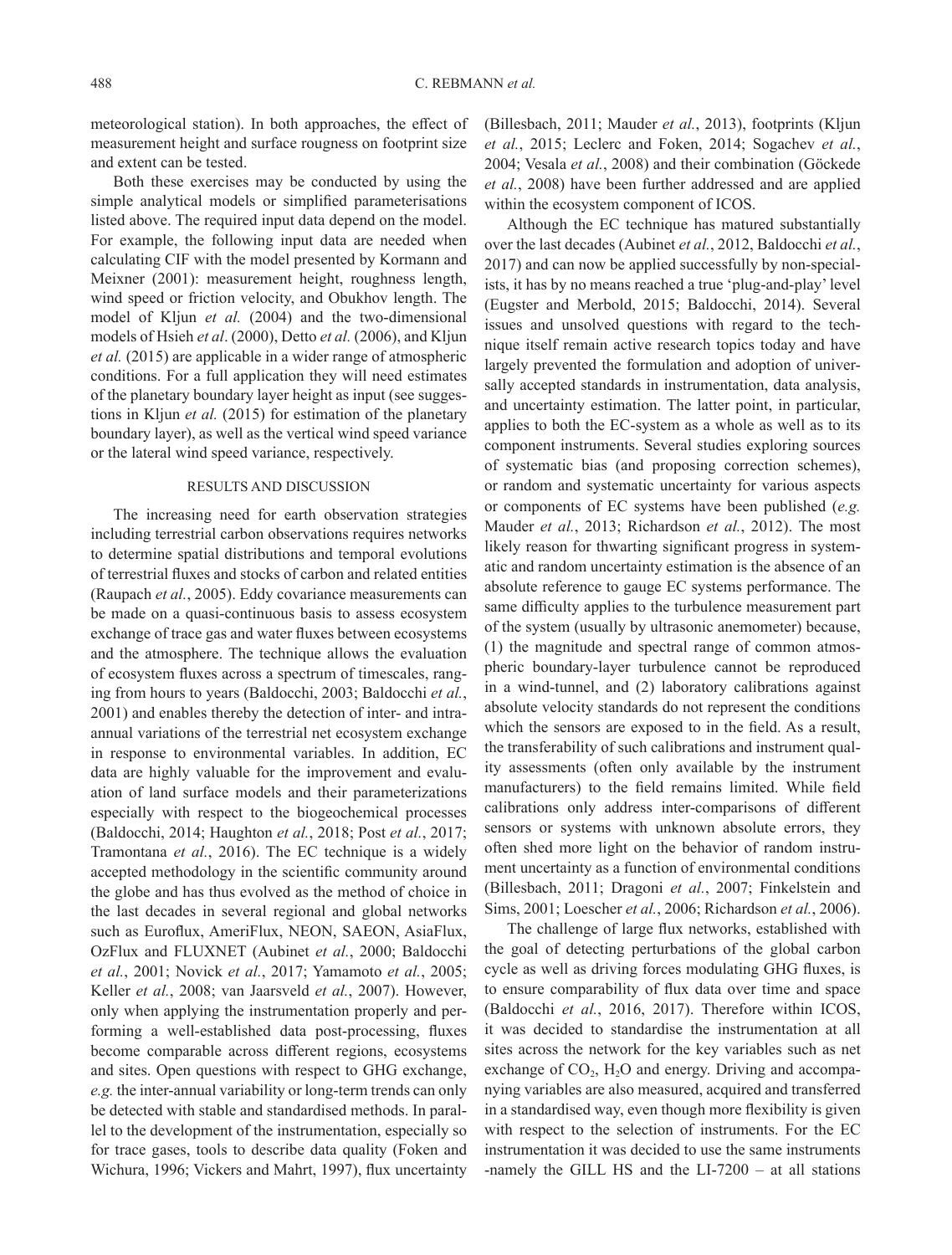meteorological station). In both approaches, the effect of measurement height and surface rougness on footprint size and extent can be tested.

Both these exercises may be conducted by using the simple analytical models or simplified parameterisations listed above. The required input data depend on the model. For example, the following input data are needed when calculating CIF with the model presented by Kormann and Meixner (2001): measurement height, roughness length, wind speed or friction velocity, and Obukhov length. The model of Kljun *et al.* (2004) and the two-dimensional models of Hsieh *et al*. (2000), Detto *et al.* (2006), and Kljun *et al.* (2015) are applicable in a wider range of atmospheric conditions. For a full application they will need estimates of the planetary boundary layer height as input (see suggestions in Kljun *et al.* (2015) for estimation of the planetary boundary layer), as well as the vertical wind speed variance or the lateral wind speed variance, respectively.

## RESULTS AND DISCUSSION

The increasing need for earth observation strategies including terrestrial carbon observations requires networks to determine spatial distributions and temporal evolutions of terrestrial fluxes and stocks of carbon and related entities (Raupach *et al.*, 2005). Eddy covariance measurements can be made on a quasi-continuous basis to assess ecosystem exchange of trace gas and water fluxes between ecosystems and the atmosphere. The technique allows the evaluation of ecosystem fluxes across a spectrum of timescales, ranging from hours to years (Baldocchi, 2003; Baldocchi *et al.*, 2001) and enables thereby the detection of inter- and intra-annual variations of the terrestrial net ecosystem exchange in response to environmental variables. In addition, EC data are highly valuable for the improvement and evaluation of land surface models and their parameterizations especially with respect to the biogeochemical processes (Baldocchi, 2014; Haughton *et al.*, 2018; Post *et al.*, 2017; Tramontana *et al.*, 2016). The EC technique is a widely accepted methodology in the scientific community around the globe and has thus evolved as the method of choice in the last decades in several regional and global networks such as Euroflux, AmeriFlux, NEON, SAEON, AsiaFlux, OzFlux and FLUXNET (Aubinet *et al.*, 2000; Baldocchi *et al.*, 2001; Novick *et al.*, 2017; Yamamoto *et al.*, 2005; Keller *et al.*, 2008; van Jaarsveld *et al.*, 2007). However, only when applying the instrumentation properly and performing a well-established data post-processing, fluxes become comparable across different regions, ecosystems and sites. Open questions with respect to GHG exchange, *e.g.* the inter-annual variability or long-term trends can only be detected with stable and standardised methods. In parallel to the development of the instrumentation, especially so for trace gases, tools to describe data quality (Foken and Wichura, 1996; Vickers and Mahrt, 1997), flux uncertainty (Billesbach, 2011; Mauder *et al.*, 2013), footprints (Kljun *et al.*, 2015; Leclerc and Foken, 2014; Sogachev *et al.*, 2004; Vesala *et al.*, 2008) and their combination (Göckede *et al.*, 2008) have been further addressed and are applied within the ecosystem component of ICOS.

Although the EC technique has matured substantially over the last decades (Aubinet *et al.*, 2012, Baldocchi *et al.*, 2017) and can now be applied successfully by non-specialists, it has by no means reached a true 'plug-and-play' level (Eugster and Merbold, 2015; Baldocchi, 2014). Several issues and unsolved questions with regard to the technique itself remain active research topics today and have largely prevented the formulation and adoption of universally accepted standards in instrumentation, data analysis, and uncertainty estimation. The latter point, in particular, applies to both the EC-system as a whole as well as to its component instruments. Several studies exploring sources of systematic bias (and proposing correction schemes), or random and systematic uncertainty for various aspects or components of EC systems have been published (*e.g.* Mauder *et al.*, 2013; Richardson *et al.*, 2012). The most likely reason for thwarting significant progress in systematic and random uncertainty estimation is the absence of an absolute reference to gauge EC systems performance. The same difficulty applies to the turbulence measurement part of the system (usually by ultrasonic anemometer) because, (1) the magnitude and spectral range of common atmospheric boundary-layer turbulence cannot be reproduced in a wind-tunnel, and (2) laboratory calibrations against absolute velocity standards do not represent the conditions which the sensors are exposed to in the field. As a result, the transferability of such calibrations and instrument quality assessments (often only available by the instrument manufacturers) to the field remains limited. While field calibrations only address inter-comparisons of different sensors or systems with unknown absolute errors, they often shed more light on the behavior of random instrument uncertainty as a function of environmental conditions (Billesbach, 2011; Dragoni *et al.*, 2007; Finkelstein and Sims, 2001; Loescher *et al.*, 2006; Richardson *et al.*, 2006).

The challenge of large flux networks, established with the goal of detecting perturbations of the global carbon cycle as well as driving forces modulating GHG fluxes, is to ensure comparability of flux data over time and space (Baldocchi *et al.*, 2016, 2017). Therefore within ICOS, it was decided to standardise the instrumentation at all sites across the network for the key variables such as net exchange of $CO_2$, $H_2O$ and energy. Driving and accompanying variables are also measured, acquired and transferred in a standardised way, even though more flexibility is given with respect to the selection of instruments. For the EC instrumentation it was decided to use the same instruments -namely the GILL HS and the LI-7200 – at all stations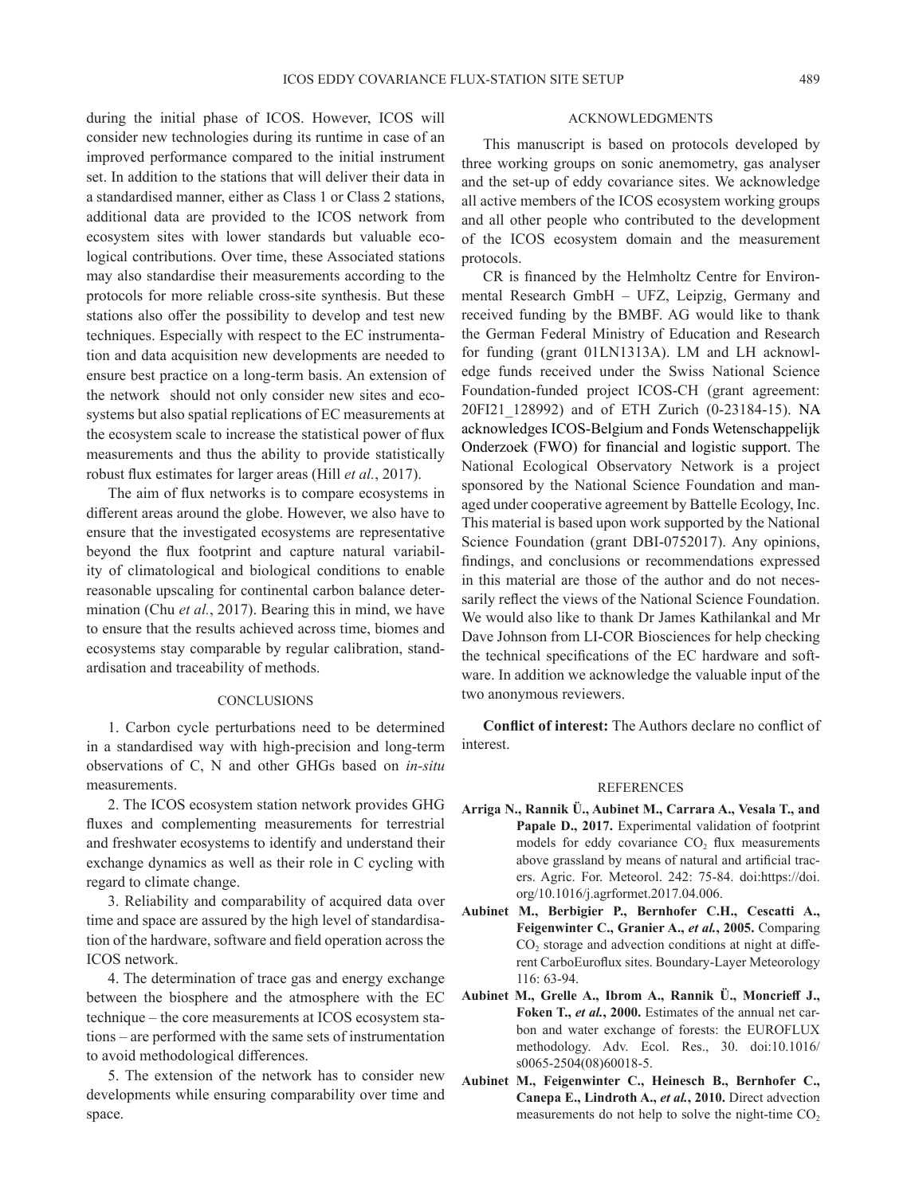during the initial phase of ICOS. However, ICOS will consider new technologies during its runtime in case of an improved performance compared to the initial instrument set. In addition to the stations that will deliver their data in a standardised manner, either as Class 1 or Class 2 stations, additional data are provided to the ICOS network from ecosystem sites with lower standards but valuable ecological contributions. Over time, these Associated stations may also standardise their measurements according to the protocols for more reliable cross-site synthesis. But these stations also offer the possibility to develop and test new techniques. Especially with respect to the EC instrumentation and data acquisition new developments are needed to ensure best practice on a long-term basis. An extension of the network should not only consider new sites and ecosystems but also spatial replications of EC measurements at the ecosystem scale to increase the statistical power of flux measurements and thus the ability to provide statistically robust flux estimates for larger areas (Hill *et al.*, 2017).

The aim of flux networks is to compare ecosystems in different areas around the globe. However, we also have to ensure that the investigated ecosystems are representative beyond the flux footprint and capture natural variability of climatological and biological conditions to enable reasonable upscaling for continental carbon balance determination (Chu *et al.*, 2017). Bearing this in mind, we have to ensure that the results achieved across time, biomes and ecosystems stay comparable by regular calibration, standardisation and traceability of methods.

## CONCLUSIONS

1. Carbon cycle perturbations need to be determined in a standardised way with high-precision and long-term observations of C, N and other GHGs based on *in-situ* measurements.

2. The ICOS ecosystem station network provides GHG fluxes and complementing measurements for terrestrial and freshwater ecosystems to identify and understand their exchange dynamics as well as their role in C cycling with regard to climate change.

3. Reliability and comparability of acquired data over time and space are assured by the high level of standardisation of the hardware, software and field operation across the ICOS network.

4. The determination of trace gas and energy exchange between the biosphere and the atmosphere with the EC technique – the core measurements at ICOS ecosystem stations – are performed with the same sets of instrumentation to avoid methodological differences.

5. The extension of the network has to consider new developments while ensuring comparability over time and space.

## ACKNOWLEDGMENTS

This manuscript is based on protocols developed by three working groups on sonic anemometry, gas analyser and the set-up of eddy covariance sites. We acknowledge all active members of the ICOS ecosystem working groups and all other people who contributed to the development of the ICOS ecosystem domain and the measurement protocols.

CR is financed by the Helmholtz Centre for Environmental Research GmbH – UFZ, Leipzig, Germany and received funding by the BMBF. AG would like to thank the German Federal Ministry of Education and Research for funding (grant 01LN1313A). LM and LH acknowledge funds received under the Swiss National Science Foundation-funded project ICOS-CH (grant agreement: 20FI21_128992) and of ETH Zurich (0-23184-15). NA acknowledges ICOS-Belgium and Fonds Wetenschappelijk Onderzoek (FWO) for financial and logistic support. The National Ecological Observatory Network is a project sponsored by the National Science Foundation and managed under cooperative agreement by Battelle Ecology, Inc. This material is based upon work supported by the National Science Foundation (grant DBI-0752017). Any opinions, findings, and conclusions or recommendations expressed in this material are those of the author and do not necessarily reflect the views of the National Science Foundation. We would also like to thank Dr James Kathilankal and Mr Dave Johnson from LI-COR Biosciences for help checking the technical specifications of the EC hardware and software. In addition we acknowledge the valuable input of the two anonymous reviewers.

**Conflict of interest:** The Authors declare no conflict of interest.

## REFERENCES

**Arriga N., Rannik Ü., Aubinet M., Carrara A., Vesala T., and Papale D., 2017.** Experimental validation of footprint models for eddy covariance $CO_2$ flux measurements above grassland by means of natural and artificial tracers. Agric. For. Meteorol. 242: 75-84. doi:https://doi.org/10.1016/j.agrformet.2017.04.006.

**Aubinet M., Berbigier P., Bernhofer C.H., Cescatti A., Feigenwinter C., Granier A., *et al.*, 2005.** Comparing $CO_2$ storage and advection conditions at night at different CarboEuroflux sites. Boundary-Layer Meteorology 116: 63-94.

**Aubinet M., Grelle A., Ibrom A., Rannik Ü., Moncrieff J., Foken T., *et al.*, 2000.** Estimates of the annual net carbon and water exchange of forests: the EUROFLUX methodology. Adv. Ecol. Res., 30. doi:10.1016/s0065-2504(08)60018-5.

**Aubinet M., Feigenwinter C., Heinesch B., Bernhofer C., Canepa E., Lindroth A., *et al.*, 2010.** Direct advection measurements do not help to solve the night-time $CO_2$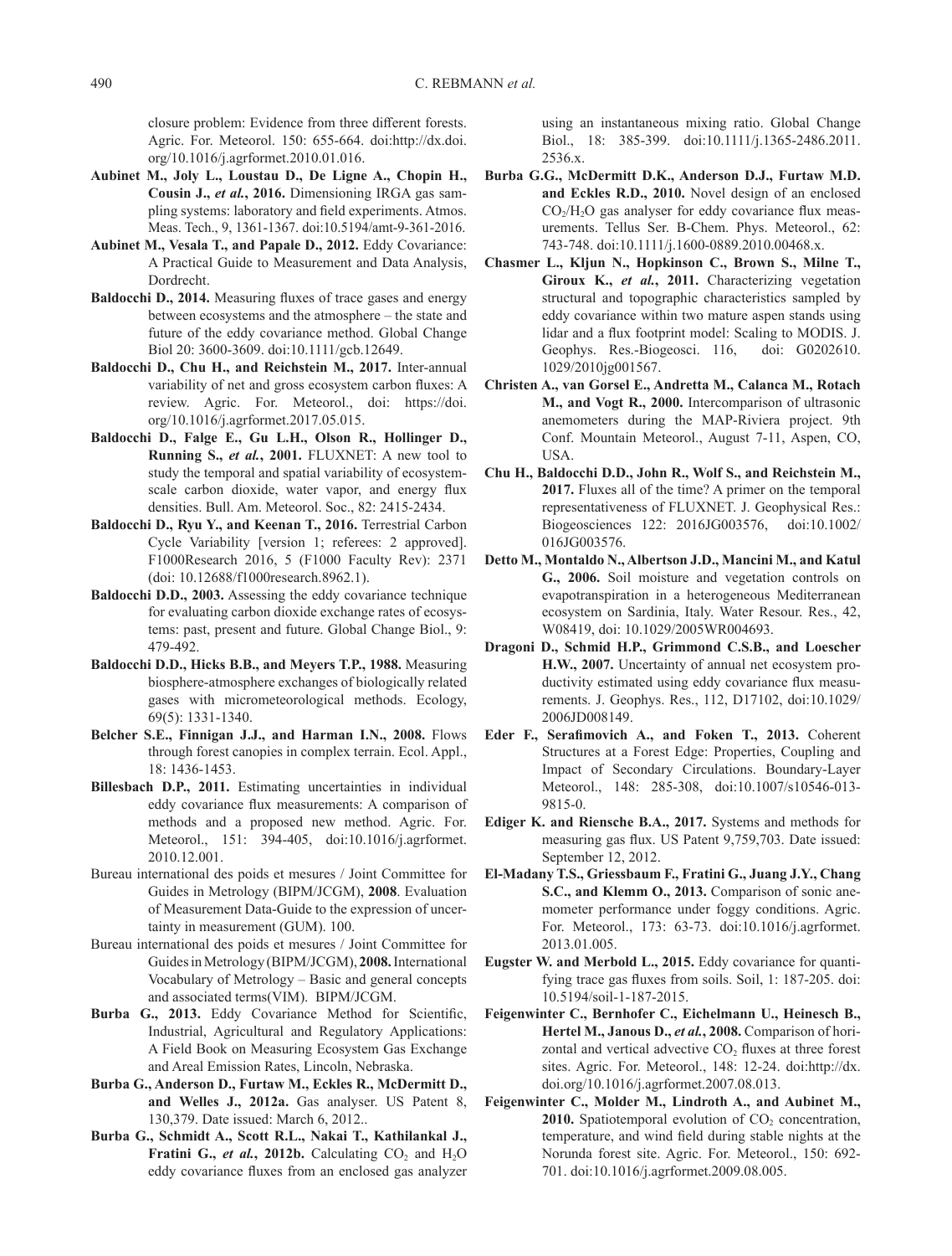closure problem: Evidence from three different forests. Agric. For. Meteorol. 150: 655-664. doi:http://dx.doi.org/10.1016/j.agrformet.2010.01.016.

**Aubinet M., Joly L., Loustau D., De Ligne A., Chopin H., Cousin J., *et al.*, 2016.** Dimensioning IRGA gas sampling systems: laboratory and field experiments. Atmos. Meas. Tech., 9, 1361-1367. doi:10.5194/amt-9-361-2016.

**Aubinet M., Vesala T., and Papale D., 2012.** Eddy Covariance: A Practical Guide to Measurement and Data Analysis, Dordrecht.

**Baldocchi D., 2014.** Measuring fluxes of trace gases and energy between ecosystems and the atmosphere – the state and future of the eddy covariance method. Global Change Biol 20: 3600-3609. doi:10.1111/gcb.12649.

**Baldocchi D., Chu H., and Reichstein M., 2017.** Inter-annual variability of net and gross ecosystem carbon fluxes: A review. Agric. For. Meteorol., doi: https://doi.org/10.1016/j.agrformet.2017.05.015.

**Baldocchi D., Falge E., Gu L.H., Olson R., Hollinger D., Running S., *et al.*, 2001.** FLUXNET: A new tool to study the temporal and spatial variability of ecosystem-scale carbon dioxide, water vapor, and energy flux densities. Bull. Am. Meteorol. Soc., 82: 2415-2434.

**Baldocchi D., Ryu Y., and Keenan T., 2016.** Terrestrial Carbon Cycle Variability [version 1; referees: 2 approved]. F1000Research 2016, 5 (F1000 Faculty Rev): 2371 (doi: 10.12688/f1000research.8962.1).

**Baldocchi D.D., 2003.** Assessing the eddy covariance technique for evaluating carbon dioxide exchange rates of ecosystems: past, present and future. Global Change Biol., 9: 479-492.

**Baldocchi D.D., Hicks B.B., and Meyers T.P., 1988.** Measuring biosphere-atmosphere exchanges of biologically related gases with micrometeorological methods. Ecology, 69(5): 1331-1340.

**Belcher S.E., Finnigan J.J., and Harman I.N., 2008.** Flows through forest canopies in complex terrain. Ecol. Appl., 18: 1436-1453.

**Billesbach D.P., 2011.** Estimating uncertainties in individual eddy covariance flux measurements: A comparison of methods and a proposed new method. Agric. For. Meteorol., 151: 394-405, doi:10.1016/j.agrformet.2010.12.001.

Bureau international des poids et mesures / Joint Committee for Guides in Metrology (BIPM/JCGM), **2008**. Evaluation of Measurement Data-Guide to the expression of uncertainty in measurement (GUM). 100.

Bureau international des poids et mesures / Joint Committee for Guides in Metrology (BIPM/JCGM), **2008.** International Vocabulary of Metrology – Basic and general concepts and associated terms(VIM). BIPM/JCGM.

**Burba G., 2013.** Eddy Covariance Method for Scientific, Industrial, Agricultural and Regulatory Applications: A Field Book on Measuring Ecosystem Gas Exchange and Areal Emission Rates, Lincoln, Nebraska.

**Burba G., Anderson D., Furtaw M., Eckles R., McDermitt D., and Welles J., 2012a.** Gas analyser. US Patent 8, 130,379. Date issued: March 6, 2012..

**Burba G., Schmidt A., Scott R.L., Nakai T., Kathilankal J., Fratini G., *et al.*, 2012b.** Calculating $CO_2$ and $H_2O$ eddy covariance fluxes from an enclosed gas analyzer using an instantaneous mixing ratio. Global Change Biol., 18: 385-399. doi:10.1111/j.1365-2486.2011.2536.x.

**Burba G.G., McDermitt D.K., Anderson D.J., Furtaw M.D. and Eckles R.D., 2010.** Novel design of an enclosed $CO_2$/$H_2O$ gas analyser for eddy covariance flux measurements. Tellus Ser. B-Chem. Phys. Meteorol., 62: 743-748. doi:10.1111/j.1600-0889.2010.00468.x.

**Chasmer L., Kljun N., Hopkinson C., Brown S., Milne T., Giroux K., *et al.*, 2011.** Characterizing vegetation structural and topographic characteristics sampled by eddy covariance within two mature aspen stands using lidar and a flux footprint model: Scaling to MODIS. J. Geophys. Res.-Biogeosci. 116, doi: G0202610.1029/2010jg001567.

**Christen A., van Gorsel E., Andretta M., Calanca M., Rotach M., and Vogt R., 2000.** Intercomparison of ultrasonic anemometers during the MAP-Riviera project. 9th Conf. Mountain Meteorol., August 7-11, Aspen, CO, USA.

**Chu H., Baldocchi D.D., John R., Wolf S., and Reichstein M., 2017.** Fluxes all of the time? A primer on the temporal representativeness of FLUXNET. J. Geophysical Res.: Biogeosciences 122: 2016JG003576, doi:10.1002/016JG003576.

**Detto M., Montaldo N., Albertson J.D., Mancini M., and Katul G., 2006.** Soil moisture and vegetation controls on evapotranspiration in a heterogeneous Mediterranean ecosystem on Sardinia, Italy. Water Resour. Res., 42, W08419, doi: 10.1029/2005WR004693.

**Dragoni D., Schmid H.P., Grimmond C.S.B., and Loescher H.W., 2007.** Uncertainty of annual net ecosystem productivity estimated using eddy covariance flux measurements. J. Geophys. Res., 112, D17102, doi:10.1029/2006JD008149.

**Eder F., Serafimovich A., and Foken T., 2013.** Coherent Structures at a Forest Edge: Properties, Coupling and Impact of Secondary Circulations. Boundary-Layer Meteorol., 148: 285-308, doi:10.1007/s10546-013-9815-0.

**Ediger K. and Riensche B.A., 2017.** Systems and methods for measuring gas flux. US Patent 9,759,703. Date issued: September 12, 2012.

**El-Madany T.S., Griessbaum F., Fratini G., Juang J.Y., Chang S.C., and Klemm O., 2013.** Comparison of sonic anemometer performance under foggy conditions. Agric. For. Meteorol., 173: 63-73. doi:10.1016/j.agrformet.2013.01.005.

**Eugster W. and Merbold L., 2015.** Eddy covariance for quantifying trace gas fluxes from soils. Soil, 1: 187-205. doi: 10.5194/soil-1-187-2015.

**Feigenwinter C., Bernhofer C., Eichelmann U., Heinesch B., Hertel M., Janous D., *et al.*, 2008.** Comparison of horizontal and vertical advective $CO_2$ fluxes at three forest sites. Agric. For. Meteorol., 148: 12-24. doi:http://dx.doi.org/10.1016/j.agrformet.2007.08.013.

**Feigenwinter C., Molder M., Lindroth A., and Aubinet M., 2010.** Spatiotemporal evolution of $CO_2$ concentration, temperature, and wind field during stable nights at the Norunda forest site. Agric. For. Meteorol., 150: 692-701. doi:10.1016/j.agrformet.2009.08.005.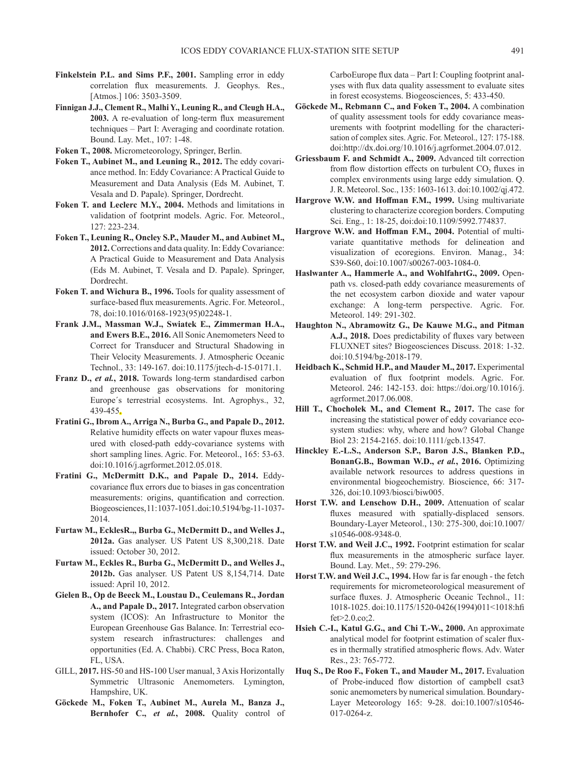**Finkelstein P.L. and Sims P.F., 2001.** Sampling error in eddy correlation flux measurements. J. Geophys. Res., [Atmos.] 106: 3503-3509.

**Finnigan J.J., Clement R., Malhi Y., Leuning R., and Cleugh H.A., 2003.** A re-evaluation of long-term flux measurement techniques – Part I: Averaging and coordinate rotation. Bound. Lay. Met., 107: 1-48.

**Foken T., 2008.** Micrometeorology, Springer, Berlin.

**Foken T., Aubinet M., and Leuning R., 2012.** The eddy covariance method. In: Eddy Covariance: A Practical Guide to Measurement and Data Analysis (Eds M. Aubinet, T. Vesala and D. Papale). Springer, Dordrecht.

**Foken T. and Leclerc M.Y., 2004.** Methods and limitations in validation of footprint models. Agric. For. Meteorol., 127: 223-234.

**Foken T., Leuning R., Oncley S.P., Mauder M., and Aubinet M., 2012.** Corrections and data quality. In: Eddy Covariance: A Practical Guide to Measurement and Data Analysis (Eds M. Aubinet, T. Vesala and D. Papale). Springer, Dordrecht.

**Foken T. and Wichura B., 1996.** Tools for quality assessment of surface-based flux measurements. Agric. For. Meteorol., 78, doi:10.1016/0168-1923(95)02248-1.

**Frank J.M., Massman W.J., Swiatek E., Zimmerman H.A., and Ewers B.E., 2016.** All Sonic Anemometers Need to Correct for Transducer and Structural Shadowing in Their Velocity Measurements. J. Atmospheric Oceanic Technol., 33: 149-167. doi:10.1175/jtech-d-15-0171.1.

**Franz D., *et al.*, 2018.** Towards long-term standardised carbon and greenhouse gas observations for monitoring Europe´s terrestrial ecosystems. Int. Agrophys., 32, 439-455.

**Fratini G., Ibrom A., Arriga N., Burba G., and Papale D., 2012.** Relative humidity effects on water vapour fluxes measured with closed-path eddy-covariance systems with short sampling lines. Agric. For. Meteorol., 165: 53-63. doi:10.1016/j.agrformet.2012.05.018.

**Fratini G., McDermitt D.K., and Papale D., 2014.** Eddy-covariance flux errors due to biases in gas concentration measurements: origins, quantification and correction. Biogeosciences,11:1037-1051.doi:10.5194/bg-11-1037-2014.

**Furtaw M., EcklesR.,, Burba G., McDermitt D., and Welles J., 2012a.** Gas analyser. US Patent US 8,300,218. Date issued: October 30, 2012.

**Furtaw M., Eckles R., Burba G., McDermitt D., and Welles J., 2012b.** Gas analyser. US Patent US 8,154,714. Date issued: April 10, 2012.

**Gielen B., Op de Beeck M., Loustau D., Ceulemans R., Jordan A., and Papale D., 2017.** Integrated carbon observation system (ICOS): An Infrastructure to Monitor the European Greenhouse Gas Balance. In: Terrestrial ecosystem research infrastructures: challenges and opportunities (Ed. A. Chabbi). CRC Press, Boca Raton, FL, USA.

GILL, **2017.** HS-50 and HS-100 User manual, 3 Axis Horizontally Symmetric Ultrasonic Anemometers. Lymington, Hampshire, UK.

**Göckede M., Foken T., Aubinet M., Aurela M., Banza J., Bernhofer C., *et al.*, 2008.** Quality control of CarboEurope flux data – Part I: Coupling footprint analyses with flux data quality assessment to evaluate sites in forest ecosystems. Biogeosciences, 5: 433-450.

**Göckede M., Rebmann C., and Foken T., 2004.** A combination of quality assessment tools for eddy covariance measurements with footprint modelling for the characterisation of complex sites. Agric. For. Meteorol., 127: 175-188. doi:http://dx.doi.org/10.1016/j.agrformet.2004.07.012.

**Griessbaum F. and Schmidt A., 2009.** Advanced tilt correction from flow distortion effects on turbulent $CO_2$ fluxes in complex environments using large eddy simulation. Q. J. R. Meteorol. Soc., 135: 1603-1613. doi:10.1002/qj.472.

**Hargrove W.W. and Hoffman F.M., 1999.** Using multivariate clustering to characterize ecoregion borders. Computing Sci. Eng., 1: 18-25, doi:doi:10.1109/5992.774837.

**Hargrove W.W. and Hoffman F.M., 2004.** Potential of multivariate quantitative methods for delineation and visualization of ecoregions. Environ. Manag., 34: S39-S60, doi:10.1007/s00267-003-1084-0.

**Haslwanter A., Hammerle A., and WohlfahrtG., 2009.** Open-path vs. closed-path eddy covariance measurements of the net ecosystem carbon dioxide and water vapour exchange: A long-term perspective. Agric. For. Meteorol. 149: 291-302.

**Haughton N., Abramowitz G., De Kauwe M.G., and Pitman A.J., 2018.** Does predictability of fluxes vary between FLUXNET sites? Biogeosciences Discuss. 2018: 1-32. doi:10.5194/bg-2018-179.

**Heidbach K., Schmid H.P., and Mauder M., 2017.** Experimental evaluation of flux footprint models. Agric. For. Meteorol. 246: 142-153. doi: https://doi.org/10.1016/j.agrformet.2017.06.008.

**Hill T., Chocholek M., and Clement R., 2017.** The case for increasing the statistical power of eddy covariance ecosystem studies: why, where and how? Global Change Biol 23: 2154-2165. doi:10.1111/gcb.13547.

**Hinckley E.-L.S., Anderson S.P., Baron J.S., Blanken P.D., BonanG.B., Bowman W.D., *et al.*, 2016.** Optimizing available network resources to address questions in environmental biogeochemistry. Bioscience, 66: 317-326, doi:10.1093/biosci/biw005.

**Horst T.W. and Lenschow D.H., 2009.** Attenuation of scalar fluxes measured with spatially-displaced sensors. Boundary-Layer Meteorol., 130: 275-300, doi:10.1007/s10546-008-9348-0.

**Horst T.W. and Weil J.C., 1992.** Footprint estimation for scalar flux measurements in the atmospheric surface layer. Bound. Lay. Met., 59: 279-296.

**Horst T.W. and Weil J.C., 1994.** How far is far enough - the fetch requirements for micrometeorological measurement of surface fluxes. J. Atmospheric Oceanic Technol., 11: 1018-1025. doi:10.1175/1520-0426(1994)011<1018:hfifet>2.0.co;2.

**Hsieh C.-I., Katul G.G., and Chi T.-W., 2000.** An approximate analytical model for footprint estimation of scaler fluxes in thermally stratified atmospheric flows. Adv. Water Res., 23: 765-772.

**Huq S., De Roo F., Foken T., and Mauder M., 2017.** Evaluation of Probe-induced flow distortion of campbell csat3 sonic anemometers by numerical simulation. Boundary-Layer Meteorology 165: 9-28. doi:10.1007/s10546-017-0264-z.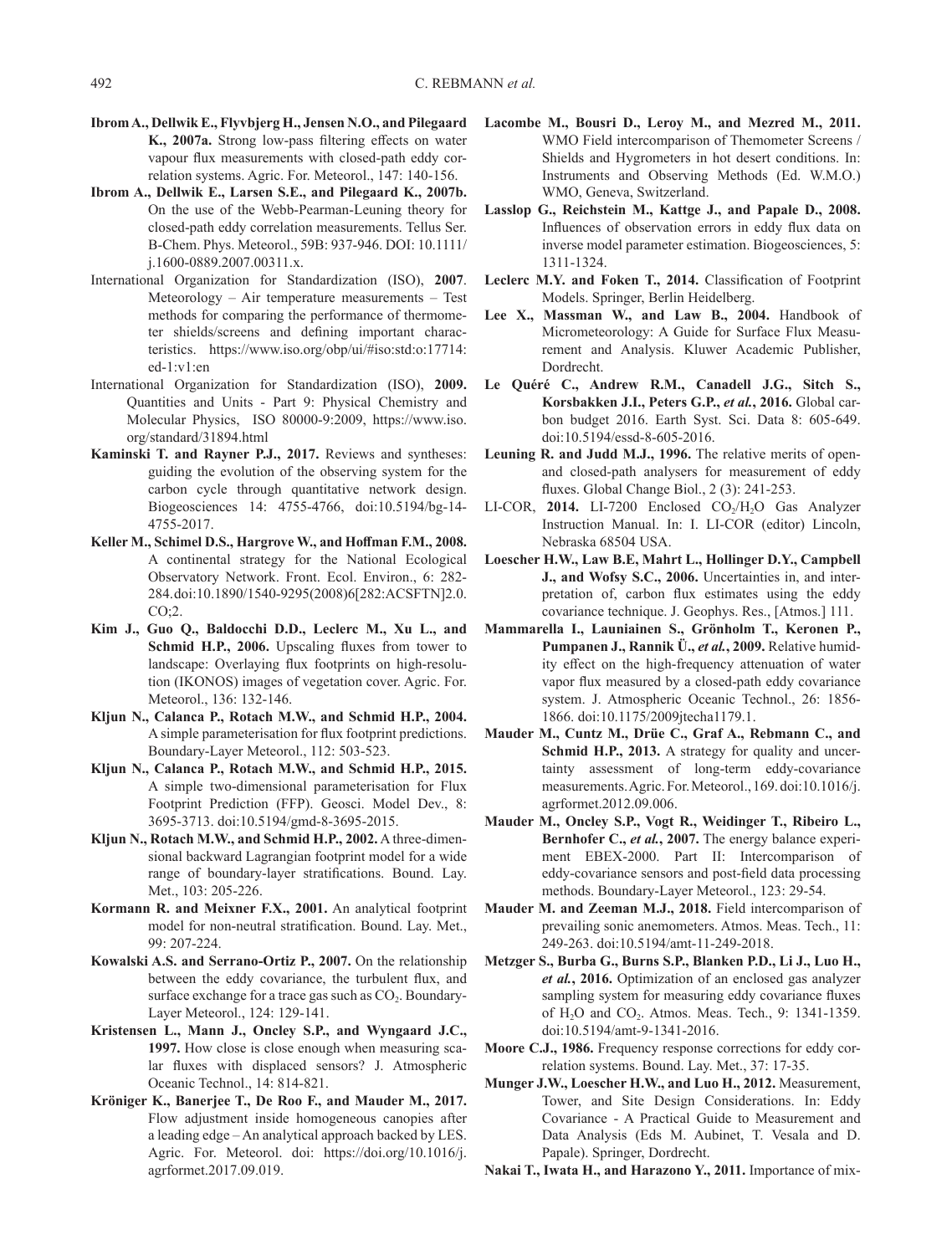**Ibrom A., Dellwik E., Flyvbjerg H., Jensen N.O., and Pilegaard K., 2007a.** Strong low-pass filtering effects on water vapour flux measurements with closed-path eddy correlation systems. Agric. For. Meteorol., 147: 140-156.

**Ibrom A., Dellwik E., Larsen S.E., and Pilegaard K., 2007b.** On the use of the Webb-Pearman-Leuning theory for closed-path eddy correlation measurements. Tellus Ser. B-Chem. Phys. Meteorol., 59B: 937-946. DOI: 10.1111/j.1600-0889.2007.00311.x.

International Organization for Standardization (ISO), **2007**. Meteorology – Air temperature measurements – Test methods for comparing the performance of thermometer shields/screens and defining important characteristics. https://www.iso.org/obp/ui/#iso:std:o:17714:ed-1:v1:en

International Organization for Standardization (ISO), **2009.** Quantities and Units - Part 9: Physical Chemistry and Molecular Physics, ISO 80000-9:2009, https://www.iso.org/standard/31894.html

**Kaminski T. and Rayner P.J., 2017.** Reviews and syntheses: guiding the evolution of the observing system for the carbon cycle through quantitative network design. Biogeosciences 14: 4755-4766, doi:10.5194/bg-14-4755-2017.

**Keller M., Schimel D.S., Hargrove W., and Hoffman F.M., 2008.** A continental strategy for the National Ecological Observatory Network. Front. Ecol. Environ., 6: 282-284.doi:10.1890/1540-9295(2008)6[282:ACSFTN]2.0.CO;2.

**Kim J., Guo Q., Baldocchi D.D., Leclerc M., Xu L., and Schmid H.P., 2006.** Upscaling fluxes from tower to landscape: Overlaying flux footprints on high-resolution (IKONOS) images of vegetation cover. Agric. For. Meteorol., 136: 132-146.

**Kljun N., Calanca P., Rotach M.W., and Schmid H.P., 2004.** A simple parameterisation for flux footprint predictions. Boundary-Layer Meteorol., 112: 503-523.

**Kljun N., Calanca P., Rotach M.W., and Schmid H.P., 2015.** A simple two-dimensional parameterisation for Flux Footprint Prediction (FFP). Geosci. Model Dev., 8: 3695-3713. doi:10.5194/gmd-8-3695-2015.

**Kljun N., Rotach M.W., and Schmid H.P., 2002.** A three-dimensional backward Lagrangian footprint model for a wide range of boundary-layer stratifications. Bound. Lay. Met., 103: 205-226.

**Kormann R. and Meixner F.X., 2001.** An analytical footprint model for non-neutral stratification. Bound. Lay. Met., 99: 207-224.

**Kowalski A.S. and Serrano-Ortiz P., 2007.** On the relationship between the eddy covariance, the turbulent flux, and surface exchange for a trace gas such as $CO_2$. Boundary-Layer Meteorol., 124: 129-141.

**Kristensen L., Mann J., Oncley S.P., and Wyngaard J.C., 1997.** How close is close enough when measuring scalar fluxes with displaced sensors? J. Atmospheric Oceanic Technol., 14: 814-821.

**Kröniger K., Banerjee T., De Roo F., and Mauder M., 2017.** Flow adjustment inside homogeneous canopies after a leading edge – An analytical approach backed by LES. Agric. For. Meteorol. doi: https://doi.org/10.1016/j.agrformet.2017.09.019.

**Lacombe M., Bousri D., Leroy M., and Mezred M., 2011.** WMO Field intercomparison of Themometer Screens / Shields and Hygrometers in hot desert conditions. In: Instruments and Observing Methods (Ed. W.M.O.) WMO, Geneva, Switzerland.

**Lasslop G., Reichstein M., Kattge J., and Papale D., 2008.** Influences of observation errors in eddy flux data on inverse model parameter estimation. Biogeosciences, 5: 1311-1324.

**Leclerc M.Y. and Foken T., 2014.** Classification of Footprint Models. Springer, Berlin Heidelberg.

**Lee X., Massman W., and Law B., 2004.** Handbook of Micrometeorology: A Guide for Surface Flux Measurement and Analysis. Kluwer Academic Publisher, Dordrecht.

**Le Quéré C., Andrew R.M., Canadell J.G., Sitch S., Korsbakken J.I., Peters G.P., *et al.*, 2016.** Global carbon budget 2016. Earth Syst. Sci. Data 8: 605-649. doi:10.5194/essd-8-605-2016.

**Leuning R. and Judd M.J., 1996.** The relative merits of open- and closed-path analysers for measurement of eddy fluxes. Global Change Biol., 2 (3): 241-253.

LI-COR, **2014.** LI-7200 Enclosed $CO_2$/$H_2O$ Gas Analyzer Instruction Manual. In: I. LI-COR (editor) Lincoln, Nebraska 68504 USA.

**Loescher H.W., Law B.E, Mahrt L., Hollinger D.Y., Campbell J., and Wofsy S.C., 2006.** Uncertainties in, and interpretation of, carbon flux estimates using the eddy covariance technique. J. Geophys. Res., [Atmos.] 111.

**Mammarella I., Launiainen S., Grönholm T., Keronen P., Pumpanen J., Rannik Ü., *et al.*, 2009.** Relative humidity effect on the high-frequency attenuation of water vapor flux measured by a closed-path eddy covariance system. J. Atmospheric Oceanic Technol., 26: 1856-1866. doi:10.1175/2009jtecha1179.1.

**Mauder M., Cuntz M., Drüe C., Graf A., Rebmann C., and Schmid H.P., 2013.** A strategy for quality and uncertainty assessment of long-term eddy-covariance measurements. Agric. For. Meteorol., 169. doi:10.1016/j.agrformet.2012.09.006.

**Mauder M., Oncley S.P., Vogt R., Weidinger T., Ribeiro L., Bernhofer C., *et al.*, 2007.** The energy balance experiment EBEX-2000. Part II: Intercomparison of eddy-covariance sensors and post-field data processing methods. Boundary-Layer Meteorol., 123: 29-54.

**Mauder M. and Zeeman M.J., 2018.** Field intercomparison of prevailing sonic anemometers. Atmos. Meas. Tech., 11: 249-263. doi:10.5194/amt-11-249-2018.

**Metzger S., Burba G., Burns S.P., Blanken P.D., Li J., Luo H., *et al.*, 2016.** Optimization of an enclosed gas analyzer sampling system for measuring eddy covariance fluxes of $H_2O$ and $CO_2$. Atmos. Meas. Tech., 9: 1341-1359. doi:10.5194/amt-9-1341-2016.

**Moore C.J., 1986.** Frequency response corrections for eddy correlation systems. Bound. Lay. Met., 37: 17-35.

**Munger J.W., Loescher H.W., and Luo H., 2012.** Measurement, Tower, and Site Design Considerations. In: Eddy Covariance - A Practical Guide to Measurement and Data Analysis (Eds M. Aubinet, T. Vesala and D. Papale). Springer, Dordrecht.

**Nakai T., Iwata H., and Harazono Y., 2011.** Importance of mix-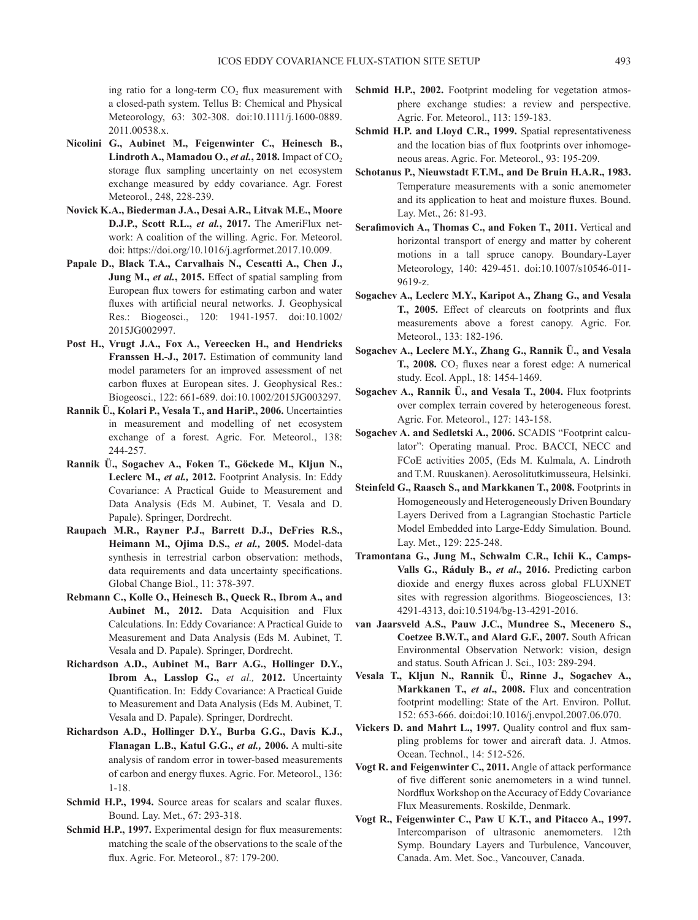ing ratio for a long-term $CO_2$ flux measurement with a closed-path system. Tellus B: Chemical and Physical Meteorology, 63: 302-308. doi:10.1111/j.1600-0889.2011.00538.x.

**Nicolini G., Aubinet M., Feigenwinter C., Heinesch B., Lindroth A., Mamadou O., *et al.*, 2018.** Impact of $CO_2$ storage flux sampling uncertainty on net ecosystem exchange measured by eddy covariance. Agr. Forest Meteorol., 248, 228-239.

**Novick K.A., Biederman J.A., Desai A.R., Litvak M.E., Moore D.J.P., Scott R.L., *et al.*, 2017.** The AmeriFlux network: A coalition of the willing. Agric. For. Meteorol. doi: https://doi.org/10.1016/j.agrformet.2017.10.009.

**Papale D., Black T.A., Carvalhais N., Cescatti A., Chen J., Jung M., *et al.*, 2015.** Effect of spatial sampling from European flux towers for estimating carbon and water fluxes with artificial neural networks. J. Geophysical Res.: Biogeosci., 120: 1941-1957. doi:10.1002/2015JG002997.

**Post H., Vrugt J.A., Fox A., Vereecken H., and Hendricks Franssen H.-J., 2017.** Estimation of community land model parameters for an improved assessment of net carbon fluxes at European sites. J. Geophysical Res.: Biogeosci., 122: 661-689. doi:10.1002/2015JG003297.

**Rannik Ü., Kolari P., Vesala T., and HariP., 2006.** Uncertainties in measurement and modelling of net ecosystem exchange of a forest. Agric. For. Meteorol., 138: 244-257.

**Rannik Ü., Sogachev A., Foken T., Göckede M., Kljun N., Leclerc M., *et al.,* 2012.** Footprint Analysis. In: Eddy Covariance: A Practical Guide to Measurement and Data Analysis (Eds M. Aubinet, T. Vesala and D. Papale). Springer, Dordrecht.

**Raupach M.R., Rayner P.J., Barrett D.J., DeFries R.S., Heimann M., Ojima D.S., *et al.,* 2005.** Model-data synthesis in terrestrial carbon observation: methods, data requirements and data uncertainty specifications. Global Change Biol., 11: 378-397.

**Rebmann C., Kolle O., Heinesch B., Queck R., Ibrom A., and Aubinet M., 2012.** Data Acquisition and Flux Calculations. In: Eddy Covariance: A Practical Guide to Measurement and Data Analysis (Eds M. Aubinet, T. Vesala and D. Papale). Springer, Dordrecht.

**Richardson A.D., Aubinet M., Barr A.G., Hollinger D.Y., Ibrom A., Lasslop G.,** *et al.,* **2012.** Uncertainty Quantification. In: Eddy Covariance: A Practical Guide to Measurement and Data Analysis (Eds M. Aubinet, T. Vesala and D. Papale). Springer, Dordrecht.

**Richardson A.D., Hollinger D.Y., Burba G.G., Davis K.J., Flanagan L.B., Katul G.G., *et al.,* 2006.** A multi-site analysis of random error in tower-based measurements of carbon and energy fluxes. Agric. For. Meteorol., 136: 1-18.

**Schmid H.P., 1994.** Source areas for scalars and scalar fluxes. Bound. Lay. Met., 67: 293-318.

**Schmid H.P., 1997.** Experimental design for flux measurements: matching the scale of the observations to the scale of the flux. Agric. For. Meteorol., 87: 179-200.

**Schmid H.P., 2002.** Footprint modeling for vegetation atmosphere exchange studies: a review and perspective. Agric. For. Meteorol., 113: 159-183.

**Schmid H.P. and Lloyd C.R., 1999.** Spatial representativeness and the location bias of flux footprints over inhomogeneous areas. Agric. For. Meteorol., 93: 195-209.

**Schotanus P., Nieuwstadt F.T.M., and De Bruin H.A.R., 1983.** Temperature measurements with a sonic anemometer and its application to heat and moisture fluxes. Bound. Lay. Met., 26: 81-93.

**Serafimovich A., Thomas C., and Foken T., 2011.** Vertical and horizontal transport of energy and matter by coherent motions in a tall spruce canopy. Boundary-Layer Meteorology, 140: 429-451. doi:10.1007/s10546-011-9619-z.

**Sogachev A., Leclerc M.Y., Karipot A., Zhang G., and Vesala T., 2005.** Effect of clearcuts on footprints and flux measurements above a forest canopy. Agric. For. Meteorol., 133: 182-196.

**Sogachev A., Leclerc M.Y., Zhang G., Rannik Ü., and Vesala T., 2008.** $CO_2$ fluxes near a forest edge: A numerical study. Ecol. Appl., 18: 1454-1469.

**Sogachev A., Rannik Ü., and Vesala T., 2004.** Flux footprints over complex terrain covered by heterogeneous forest. Agric. For. Meteorol., 127: 143-158.

**Sogachev A. and Sedletski A., 2006.** SCADIS "Footprint calculator": Operating manual. Proc. BACCI, NECC and FCoE activities 2005, (Eds M. Kulmala, A. Lindroth and T.M. Ruuskanen). Aerosolitutkimusseura, Helsinki.

**Steinfeld G., Raasch S., and Markkanen T., 2008.** Footprints in Homogeneously and Heterogeneously Driven Boundary Layers Derived from a Lagrangian Stochastic Particle Model Embedded into Large-Eddy Simulation. Bound. Lay. Met., 129: 225-248.

**Tramontana G., Jung M., Schwalm C.R., Ichii K., Camps-Valls G., Ráduly B., *et al*., 2016.** Predicting carbon dioxide and energy fluxes across global FLUXNET sites with regression algorithms. Biogeosciences, 13: 4291-4313, doi:10.5194/bg-13-4291-2016.

**van Jaarsveld A.S., Pauw J.C., Mundree S., Mecenero S., Coetzee B.W.T., and Alard G.F., 2007.** South African Environmental Observation Network: vision, design and status. South African J. Sci., 103: 289-294.

**Vesala T., Kljun N., Rannik Ü., Rinne J., Sogachev A., Markkanen T., *et al*., 2008.** Flux and concentration footprint modelling: State of the Art. Environ. Pollut. 152: 653-666. doi:doi:10.1016/j.envpol.2007.06.070.

**Vickers D. and Mahrt L., 1997.** Quality control and flux sampling problems for tower and aircraft data. J. Atmos. Ocean. Technol., 14: 512-526.

**Vogt R. and Feigenwinter C., 2011.** Angle of attack performance of five different sonic anemometers in a wind tunnel. Nordflux Workshop on the Accuracy of Eddy Covariance Flux Measurements. Roskilde, Denmark.

**Vogt R., Feigenwinter C., Paw U K.T., and Pitacco A., 1997.** Intercomparison of ultrasonic anemometers. 12th Symp. Boundary Layers and Turbulence, Vancouver, Canada. Am. Met. Soc., Vancouver, Canada.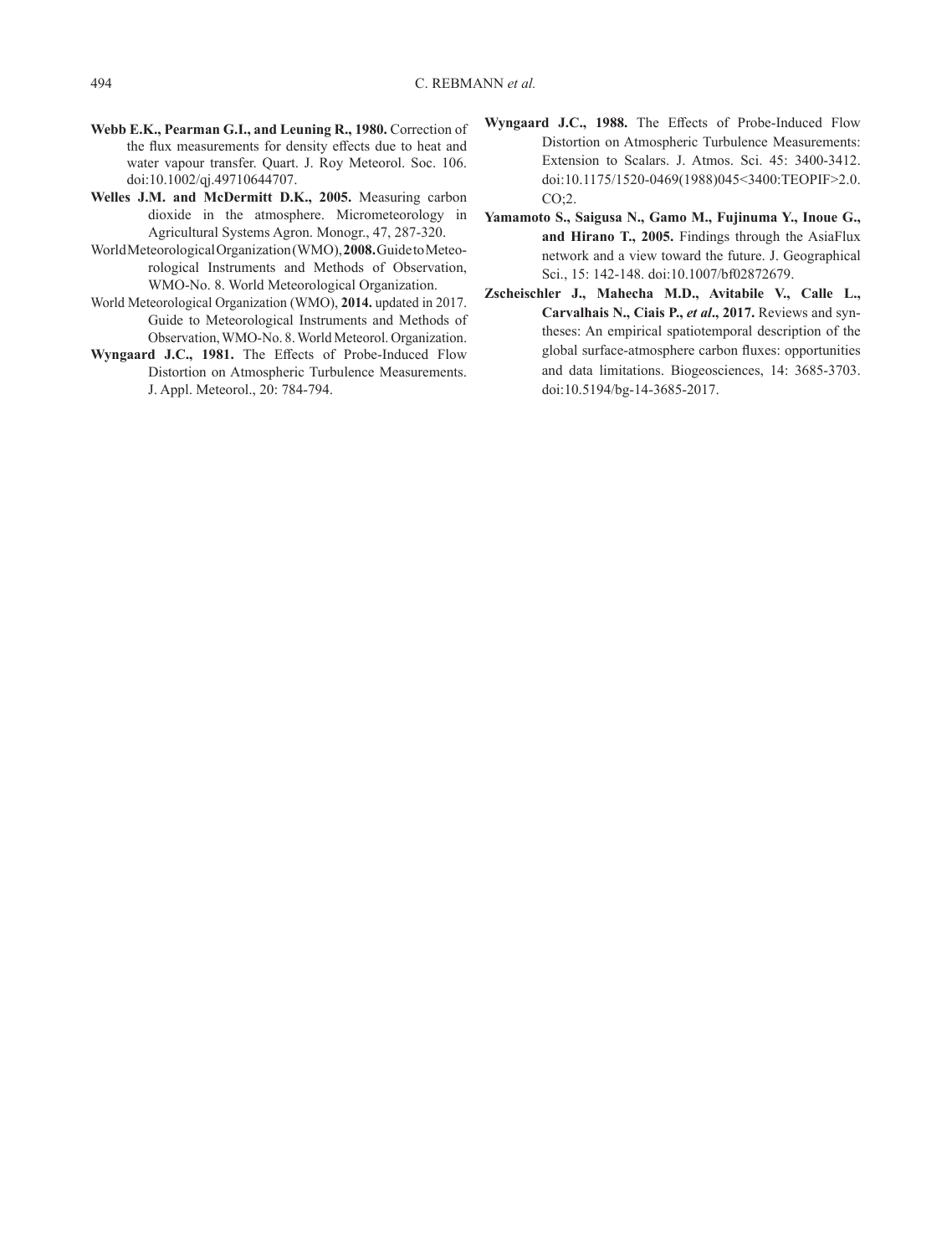**Webb E.K., Pearman G.I., and Leuning R., 1980.** Correction of the flux measurements for density effects due to heat and water vapour transfer. Quart. J. Roy Meteorol. Soc. 106. doi:10.1002/qj.49710644707.

**Welles J.M. and McDermitt D.K., 2005.** Measuring carbon dioxide in the atmosphere. Micrometeorology in Agricultural Systems Agron. Monogr., 47, 287-320.

World Meteorological Organization (WMO), **2008.** Guide to Meteorological Instruments and Methods of Observation, WMO-No. 8. World Meteorological Organization.

World Meteorological Organization (WMO), **2014.** updated in 2017. Guide to Meteorological Instruments and Methods of Observation, WMO-No. 8. World Meteorol. Organization.

**Wyngaard J.C., 1981.** The Effects of Probe-Induced Flow Distortion on Atmospheric Turbulence Measurements. J. Appl. Meteorol., 20: 784-794.

**Wyngaard J.C., 1988.** The Effects of Probe-Induced Flow Distortion on Atmospheric Turbulence Measurements: Extension to Scalars. J. Atmos. Sci. 45: 3400-3412. doi:10.1175/1520-0469(1988)045<3400:TEOPIF>2.0.CO;2.

**Yamamoto S., Saigusa N., Gamo M., Fujinuma Y., Inoue G., and Hirano T., 2005.** Findings through the AsiaFlux network and a view toward the future. J. Geographical Sci., 15: 142-148. doi:10.1007/bf02872679.

**Zscheischler J., Mahecha M.D., Avitabile V., Calle L., Carvalhais N., Ciais P., *et al*., 2017.** Reviews and syntheses: An empirical spatiotemporal description of the global surface-atmosphere carbon fluxes: opportunities and data limitations. Biogeosciences, 14: 3685-3703. doi:10.5194/bg-14-3685-2017.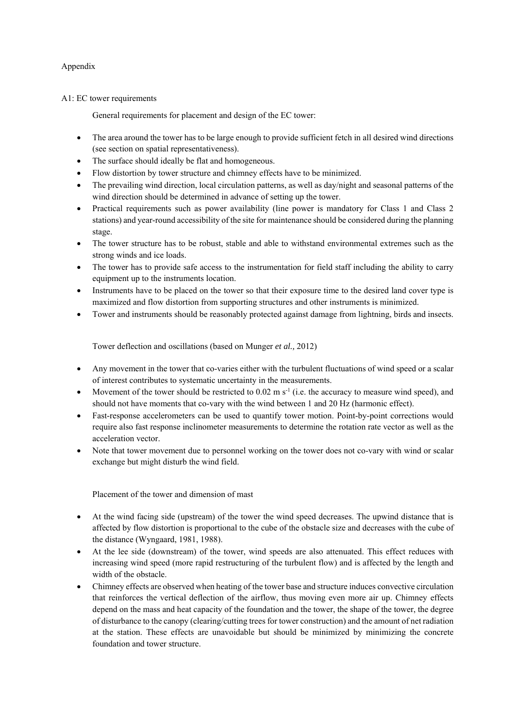# Appendix

## A1: EC tower requirements

General requirements for placement and design of the EC tower:

- The area around the tower has to be large enough to provide sufficient fetch in all desired wind directions (see section on spatial representativeness).
- The surface should ideally be flat and homogeneous.
- Flow distortion by tower structure and chimney effects have to be minimized.
- The prevailing wind direction, local circulation patterns, as well as day/night and seasonal patterns of the wind direction should be determined in advance of setting up the tower.
- Practical requirements such as power availability (line power is mandatory for Class 1 and Class 2 stations) and year-round accessibility of the site for maintenance should be considered during the planning stage.
- The tower structure has to be robust, stable and able to withstand environmental extremes such as the strong winds and ice loads.
- The tower has to provide safe access to the instrumentation for field staff including the ability to carry equipment up to the instruments location.
- Instruments have to be placed on the tower so that their exposure time to the desired land cover type is maximized and flow distortion from supporting structures and other instruments is minimized.
- Tower and instruments should be reasonably protected against damage from lightning, birds and insects.

Tower deflection and oscillations (based on Munger *et al.,* 2012)

- Any movement in the tower that co-varies either with the turbulent fluctuations of wind speed or a scalar of interest contributes to systematic uncertainty in the measurements.
- Movement of the tower should be restricted to 0.02 m $s^{-1}$ (i.e. the accuracy to measure wind speed), and should not have moments that co-vary with the wind between 1 and 20 Hz (harmonic effect).
- Fast-response accelerometers can be used to quantify tower motion. Point-by-point corrections would require also fast response inclinometer measurements to determine the rotation rate vector as well as the acceleration vector.
- Note that tower movement due to personnel working on the tower does not co-vary with wind or scalar exchange but might disturb the wind field.

Placement of the tower and dimension of mast

- At the wind facing side (upstream) of the tower the wind speed decreases. The upwind distance that is affected by flow distortion is proportional to the cube of the obstacle size and decreases with the cube of the distance (Wyngaard, 1981, 1988).
- At the lee side (downstream) of the tower, wind speeds are also attenuated. This effect reduces with increasing wind speed (more rapid restructuring of the turbulent flow) and is affected by the length and width of the obstacle.
- Chimney effects are observed when heating of the tower base and structure induces convective circulation that reinforces the vertical deflection of the airflow, thus moving even more air up. Chimney effects depend on the mass and heat capacity of the foundation and the tower, the shape of the tower, the degree of disturbance to the canopy (clearing/cutting trees for tower construction) and the amount of net radiation at the station. These effects are unavoidable but should be minimized by minimizing the concrete foundation and tower structure.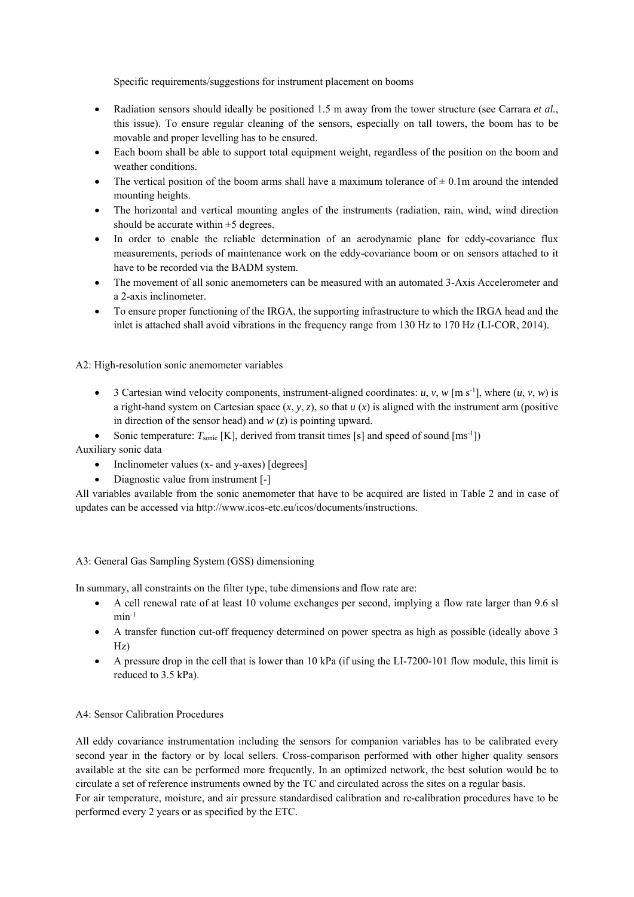Specific requirements/suggestions for instrument placement on booms

- Radiation sensors should ideally be positioned 1.5 m away from the tower structure (see Carrara *et al.*, this issue). To ensure regular cleaning of the sensors, especially on tall towers, the boom has to be movable and proper levelling has to be ensured.
- Each boom shall be able to support total equipment weight, regardless of the position on the boom and weather conditions.
- The vertical position of the boom arms shall have a maximum tolerance of ± 0.1m around the intended mounting heights.
- The horizontal and vertical mounting angles of the instruments (radiation, rain, wind, wind direction should be accurate within ±5 degrees.
- In order to enable the reliable determination of an aerodynamic plane for eddy-covariance flux measurements, periods of maintenance work on the eddy-covariance boom or on sensors attached to it have to be recorded via the BADM system.
- The movement of all sonic anemometers can be measured with an automated 3-Axis Accelerometer and a 2-axis inclinometer.
- To ensure proper functioning of the IRGA, the supporting infrastructure to which the IRGA head and the inlet is attached shall avoid vibrations in the frequency range from 130 Hz to 170 Hz (LI-COR, 2014).

A2: High-resolution sonic anemometer variables

- 3 Cartesian wind velocity components, instrument-aligned coordinates: $u$, $v$, $w$ [m s$^{-1}$], where ($u$, $v$, $w$) is a right-hand system on Cartesian space ($x$, $y$, $z$), so that $u$ ($x$) is aligned with the instrument arm (positive in direction of the sensor head) and $w$ ($z$) is pointing upward.
- Sonic temperature: $T_{sonic}$ [K], derived from transit times [s] and speed of sound [ms$^{-1}$])

Auxiliary sonic data

- Inclinometer values (x- and y-axes) [degrees]
- Diagnostic value from instrument [-]

All variables available from the sonic anemometer that have to be acquired are listed in Table 2 and in case of updates can be accessed via http://www.icos-etc.eu/icos/documents/instructions.

A3: General Gas Sampling System (GSS) dimensioning

In summary, all constraints on the filter type, tube dimensions and flow rate are:

- A cell renewal rate of at least 10 volume exchanges per second, implying a flow rate larger than 9.6 sl min$^{-1}$
- A transfer function cut-off frequency determined on power spectra as high as possible (ideally above 3 Hz)
- A pressure drop in the cell that is lower than 10 kPa (if using the LI-7200-101 flow module, this limit is reduced to 3.5 kPa).

A4: Sensor Calibration Procedures

All eddy covariance instrumentation including the sensors for companion variables has to be calibrated every second year in the factory or by local sellers. Cross-comparison performed with other higher quality sensors available at the site can be performed more frequently. In an optimized network, the best solution would be to circulate a set of reference instruments owned by the TC and circulated across the sites on a regular basis.
For air temperature, moisture, and air pressure standardised calibration and re-calibration procedures have to be performed every 2 years or as specified by the ETC.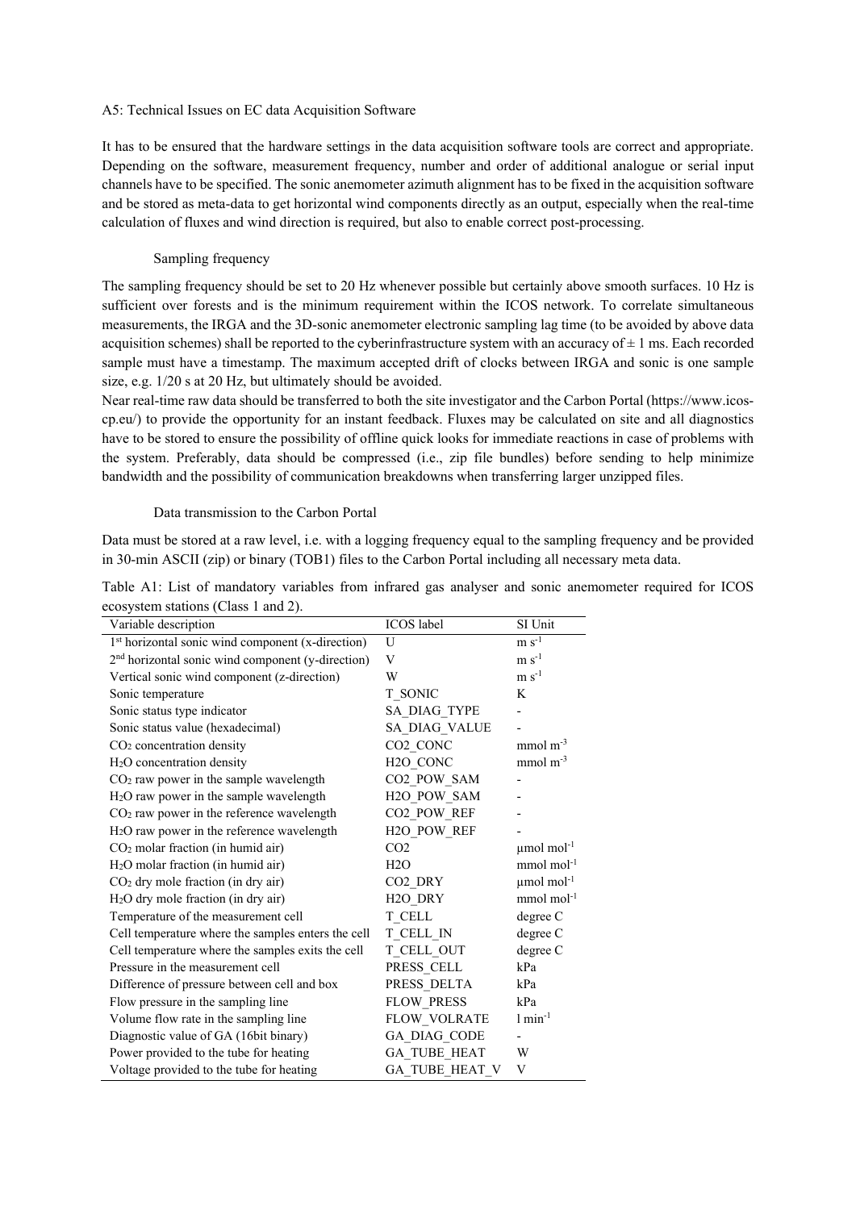## A5: Technical Issues on EC data Acquisition Software

It has to be ensured that the hardware settings in the data acquisition software tools are correct and appropriate. Depending on the software, measurement frequency, number and order of additional analogue or serial input channels have to be specified. The sonic anemometer azimuth alignment has to be fixed in the acquisition software and be stored as meta-data to get horizontal wind components directly as an output, especially when the real-time calculation of fluxes and wind direction is required, but also to enable correct post-processing.

### Sampling frequency

The sampling frequency should be set to 20 Hz whenever possible but certainly above smooth surfaces. 10 Hz is sufficient over forests and is the minimum requirement within the ICOS network. To correlate simultaneous measurements, the IRGA and the 3D-sonic anemometer electronic sampling lag time (to be avoided by above data acquisition schemes) shall be reported to the cyberinfrastructure system with an accuracy of ± 1 ms. Each recorded sample must have a timestamp. The maximum accepted drift of clocks between IRGA and sonic is one sample size, e.g. 1/20 s at 20 Hz, but ultimately should be avoided.

Near real-time raw data should be transferred to both the site investigator and the Carbon Portal (https://www.icos-cp.eu/) to provide the opportunity for an instant feedback. Fluxes may be calculated on site and all diagnostics have to be stored to ensure the possibility of offline quick looks for immediate reactions in case of problems with the system. Preferably, data should be compressed (i.e., zip file bundles) before sending to help minimize bandwidth and the possibility of communication breakdowns when transferring larger unzipped files.

### Data transmission to the Carbon Portal

Data must be stored at a raw level, i.e. with a logging frequency equal to the sampling frequency and be provided in 30-min ASCII (zip) or binary (TOB1) files to the Carbon Portal including all necessary meta data.

Table A1: List of mandatory variables from infrared gas analyser and sonic anemometer required for ICOS ecosystem stations (Class 1 and 2).

| Variable description | ICOS label | SI Unit |
|---|---|---|
| 1st horizontal sonic wind component (x-direction) | U | $m\ s^{-1}$ |
| 2nd horizontal sonic wind component (y-direction) | V | $m\ s^{-1}$ |
| Vertical sonic wind component (z-direction) | W | $m\ s^{-1}$ |
| Sonic temperature | T_SONIC | K |
| Sonic status type indicator | SA_DIAG_TYPE | - |
| Sonic status value (hexadecimal) | SA_DIAG_VALUE | - |
| $CO_2$ concentration density | CO2_CONC | $mmol\ m^{-3}$ |
| $H_2O$ concentration density | H2O_CONC | $mmol\ m^{-3}$ |
| $CO_2$ raw power in the sample wavelength | CO2_POW_SAM | - |
| $H_2O$ raw power in the sample wavelength | H2O_POW_SAM | - |
| $CO_2$ raw power in the reference wavelength | CO2_POW_REF | - |
| $H_2O$ raw power in the reference wavelength | H2O_POW_REF | - |
| $CO_2$ molar fraction (in humid air) | CO2 | $\mu mol\ mol^{-1}$ |
| $H_2O$ molar fraction (in humid air) | H2O | $mmol\ mol^{-1}$ |
| $CO_2$ dry mole fraction (in dry air) | CO2_DRY | $\mu mol\ mol^{-1}$ |
| $H_2O$ dry mole fraction (in dry air) | H2O_DRY | $mmol\ mol^{-1}$ |
| Temperature of the measurement cell | T_CELL | degree C |
| Cell temperature where the samples enters the cell | T_CELL_IN | degree C |
| Cell temperature where the samples exits the cell | T_CELL_OUT | degree C |
| Pressure in the measurement cell | PRESS_CELL | kPa |
| Difference of pressure between cell and box | PRESS_DELTA | kPa |
| Flow pressure in the sampling line | FLOW_PRESS | kPa |
| Volume flow rate in the sampling line | FLOW_VOLRATE | $l\ min^{-1}$ |
| Diagnostic value of GA (16bit binary) | GA_DIAG_CODE | - |
| Power provided to the tube for heating | GA_TUBE_HEAT | W |
| Voltage provided to the tube for heating | GA_TUBE_HEAT_V | V |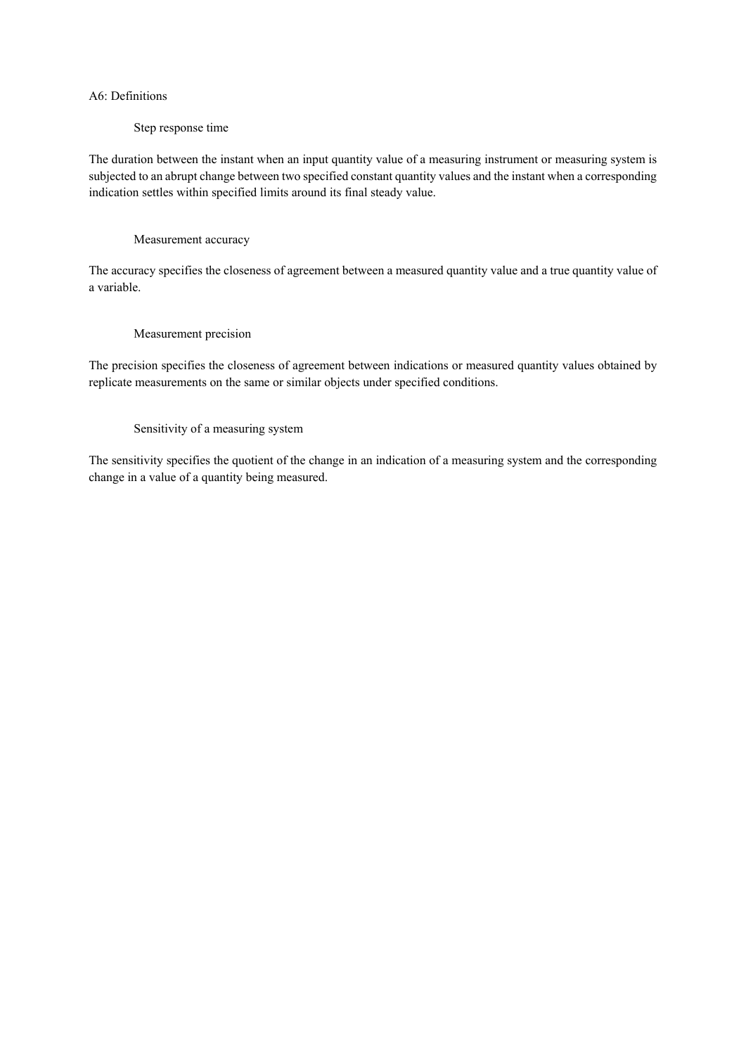## A6: Definitions

### Step response time

The duration between the instant when an input quantity value of a measuring instrument or measuring system is subjected to an abrupt change between two specified constant quantity values and the instant when a corresponding indication settles within specified limits around its final steady value.

### Measurement accuracy

The accuracy specifies the closeness of agreement between a measured quantity value and a true quantity value of a variable.

### Measurement precision

The precision specifies the closeness of agreement between indications or measured quantity values obtained by replicate measurements on the same or similar objects under specified conditions.

### Sensitivity of a measuring system

The sensitivity specifies the quotient of the change in an indication of a measuring system and the corresponding change in a value of a quantity being measured.